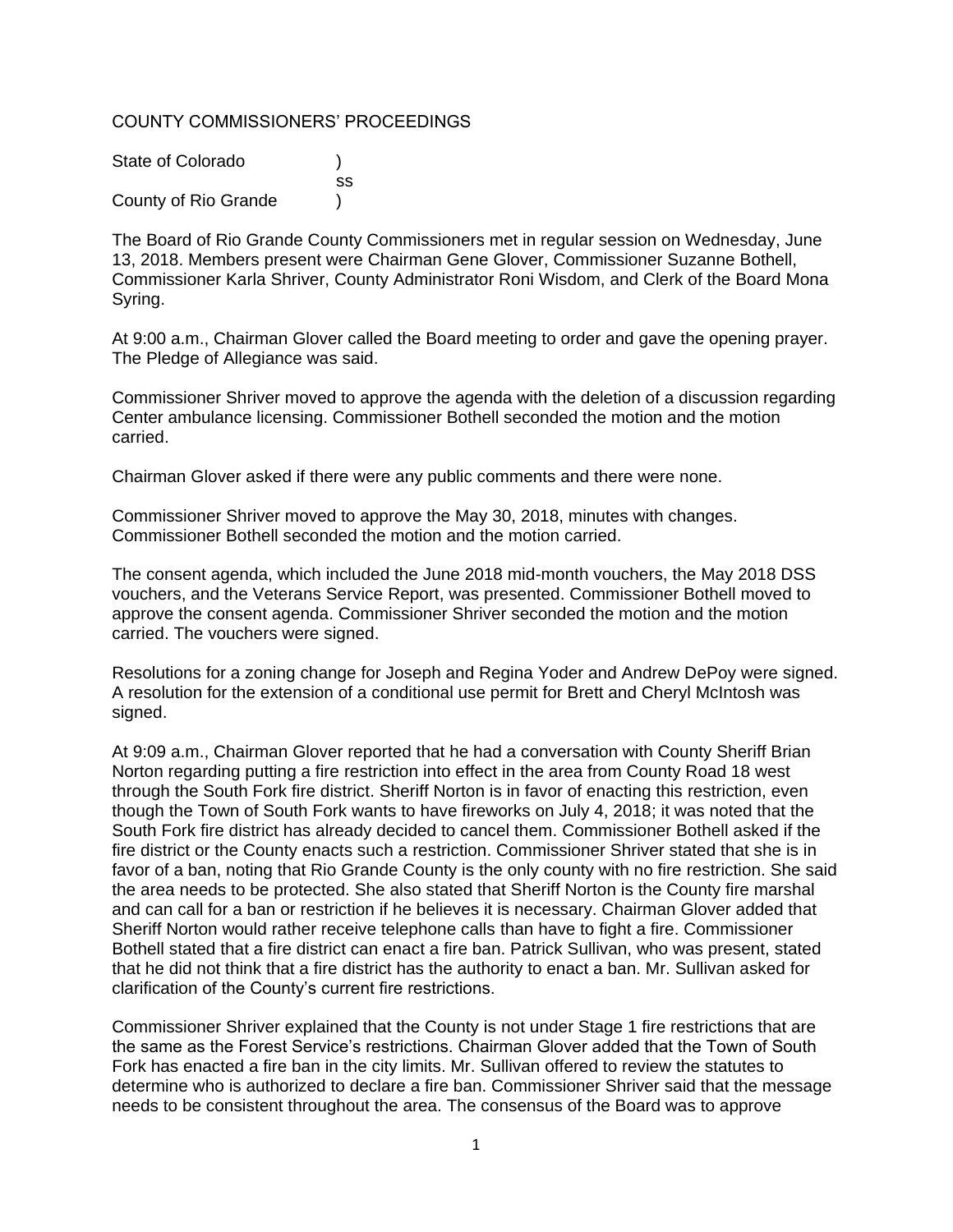COUNTY COMMISSIONERS' PROCEEDINGS

State of Colorado )
ss
County of Rio Grande )

The Board of Rio Grande County Commissioners met in regular session on Wednesday, June 13, 2018. Members present were Chairman Gene Glover, Commissioner Suzanne Bothell, Commissioner Karla Shriver, County Administrator Roni Wisdom, and Clerk of the Board Mona Syring.

At 9:00 a.m., Chairman Glover called the Board meeting to order and gave the opening prayer. The Pledge of Allegiance was said.

Commissioner Shriver moved to approve the agenda with the deletion of a discussion regarding Center ambulance licensing. Commissioner Bothell seconded the motion and the motion carried.

Chairman Glover asked if there were any public comments and there were none.

Commissioner Shriver moved to approve the May 30, 2018, minutes with changes. Commissioner Bothell seconded the motion and the motion carried.

The consent agenda, which included the June 2018 mid-month vouchers, the May 2018 DSS vouchers, and the Veterans Service Report, was presented. Commissioner Bothell moved to approve the consent agenda. Commissioner Shriver seconded the motion and the motion carried. The vouchers were signed.

Resolutions for a zoning change for Joseph and Regina Yoder and Andrew DePoy were signed. A resolution for the extension of a conditional use permit for Brett and Cheryl McIntosh was signed.

At 9:09 a.m., Chairman Glover reported that he had a conversation with County Sheriff Brian Norton regarding putting a fire restriction into effect in the area from County Road 18 west through the South Fork fire district. Sheriff Norton is in favor of enacting this restriction, even though the Town of South Fork wants to have fireworks on July 4, 2018; it was noted that the South Fork fire district has already decided to cancel them. Commissioner Bothell asked if the fire district or the County enacts such a restriction. Commissioner Shriver stated that she is in favor of a ban, noting that Rio Grande County is the only county with no fire restriction. She said the area needs to be protected. She also stated that Sheriff Norton is the County fire marshal and can call for a ban or restriction if he believes it is necessary. Chairman Glover added that Sheriff Norton would rather receive telephone calls than have to fight a fire. Commissioner Bothell stated that a fire district can enact a fire ban. Patrick Sullivan, who was present, stated that he did not think that a fire district has the authority to enact a ban. Mr. Sullivan asked for clarification of the County's current fire restrictions.

Commissioner Shriver explained that the County is not under Stage 1 fire restrictions that are the same as the Forest Service's restrictions. Chairman Glover added that the Town of South Fork has enacted a fire ban in the city limits. Mr. Sullivan offered to review the statutes to determine who is authorized to declare a fire ban. Commissioner Shriver said that the message needs to be consistent throughout the area. The consensus of the Board was to approve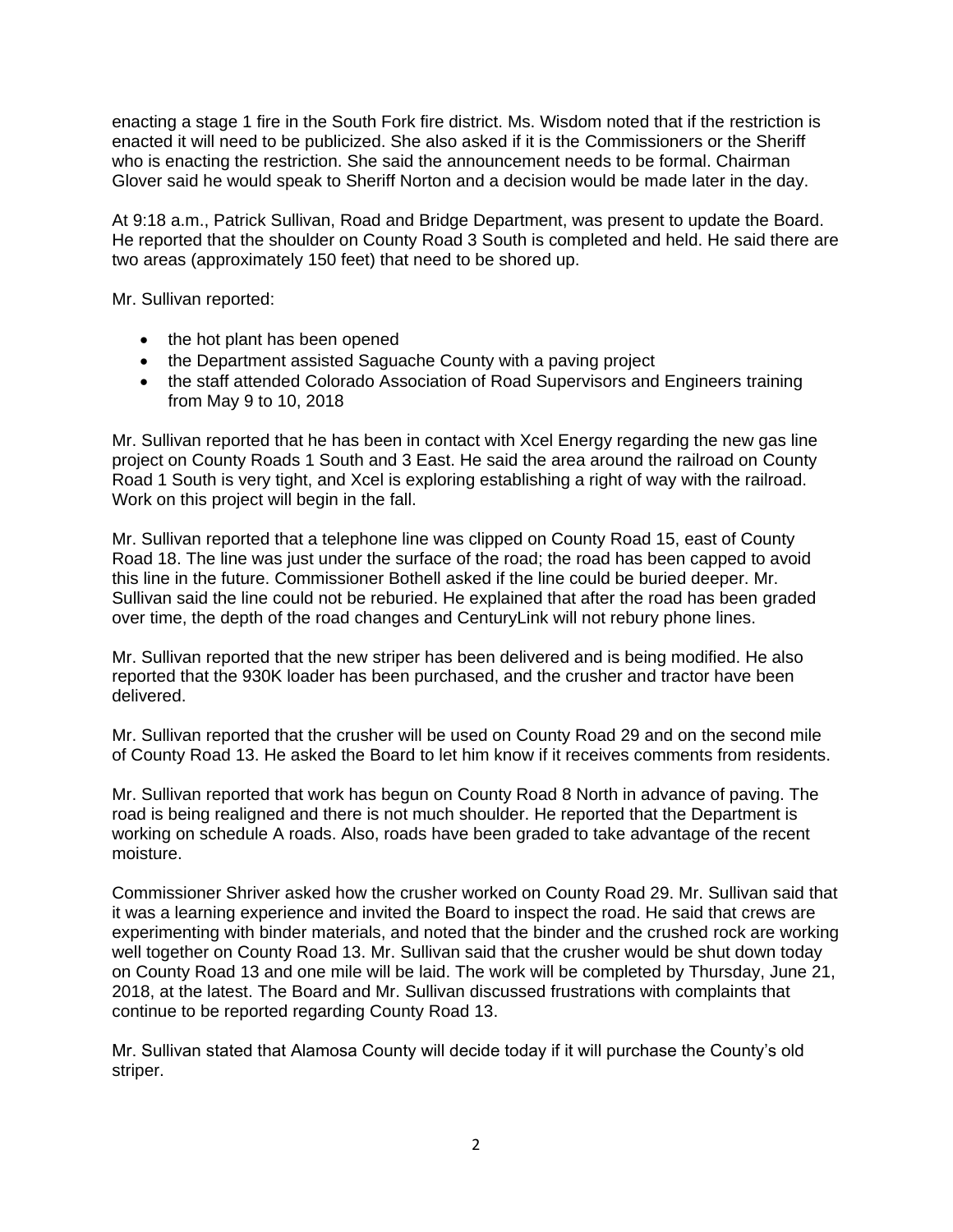enacting a stage 1 fire in the South Fork fire district. Ms. Wisdom noted that if the restriction is enacted it will need to be publicized. She also asked if it is the Commissioners or the Sheriff who is enacting the restriction. She said the announcement needs to be formal. Chairman Glover said he would speak to Sheriff Norton and a decision would be made later in the day.

At 9:18 a.m., Patrick Sullivan, Road and Bridge Department, was present to update the Board. He reported that the shoulder on County Road 3 South is completed and held. He said there are two areas (approximately 150 feet) that need to be shored up.

Mr. Sullivan reported:

- the hot plant has been opened
- the Department assisted Saguache County with a paving project
- the staff attended Colorado Association of Road Supervisors and Engineers training from May 9 to 10, 2018

Mr. Sullivan reported that he has been in contact with Xcel Energy regarding the new gas line project on County Roads 1 South and 3 East. He said the area around the railroad on County Road 1 South is very tight, and Xcel is exploring establishing a right of way with the railroad. Work on this project will begin in the fall.

Mr. Sullivan reported that a telephone line was clipped on County Road 15, east of County Road 18. The line was just under the surface of the road; the road has been capped to avoid this line in the future. Commissioner Bothell asked if the line could be buried deeper. Mr. Sullivan said the line could not be reburied. He explained that after the road has been graded over time, the depth of the road changes and CenturyLink will not rebury phone lines.

Mr. Sullivan reported that the new striper has been delivered and is being modified. He also reported that the 930K loader has been purchased, and the crusher and tractor have been delivered.

Mr. Sullivan reported that the crusher will be used on County Road 29 and on the second mile of County Road 13. He asked the Board to let him know if it receives comments from residents.

Mr. Sullivan reported that work has begun on County Road 8 North in advance of paving. The road is being realigned and there is not much shoulder. He reported that the Department is working on schedule A roads. Also, roads have been graded to take advantage of the recent moisture.

Commissioner Shriver asked how the crusher worked on County Road 29. Mr. Sullivan said that it was a learning experience and invited the Board to inspect the road. He said that crews are experimenting with binder materials, and noted that the binder and the crushed rock are working well together on County Road 13. Mr. Sullivan said that the crusher would be shut down today on County Road 13 and one mile will be laid. The work will be completed by Thursday, June 21, 2018, at the latest. The Board and Mr. Sullivan discussed frustrations with complaints that continue to be reported regarding County Road 13.

Mr. Sullivan stated that Alamosa County will decide today if it will purchase the County's old striper.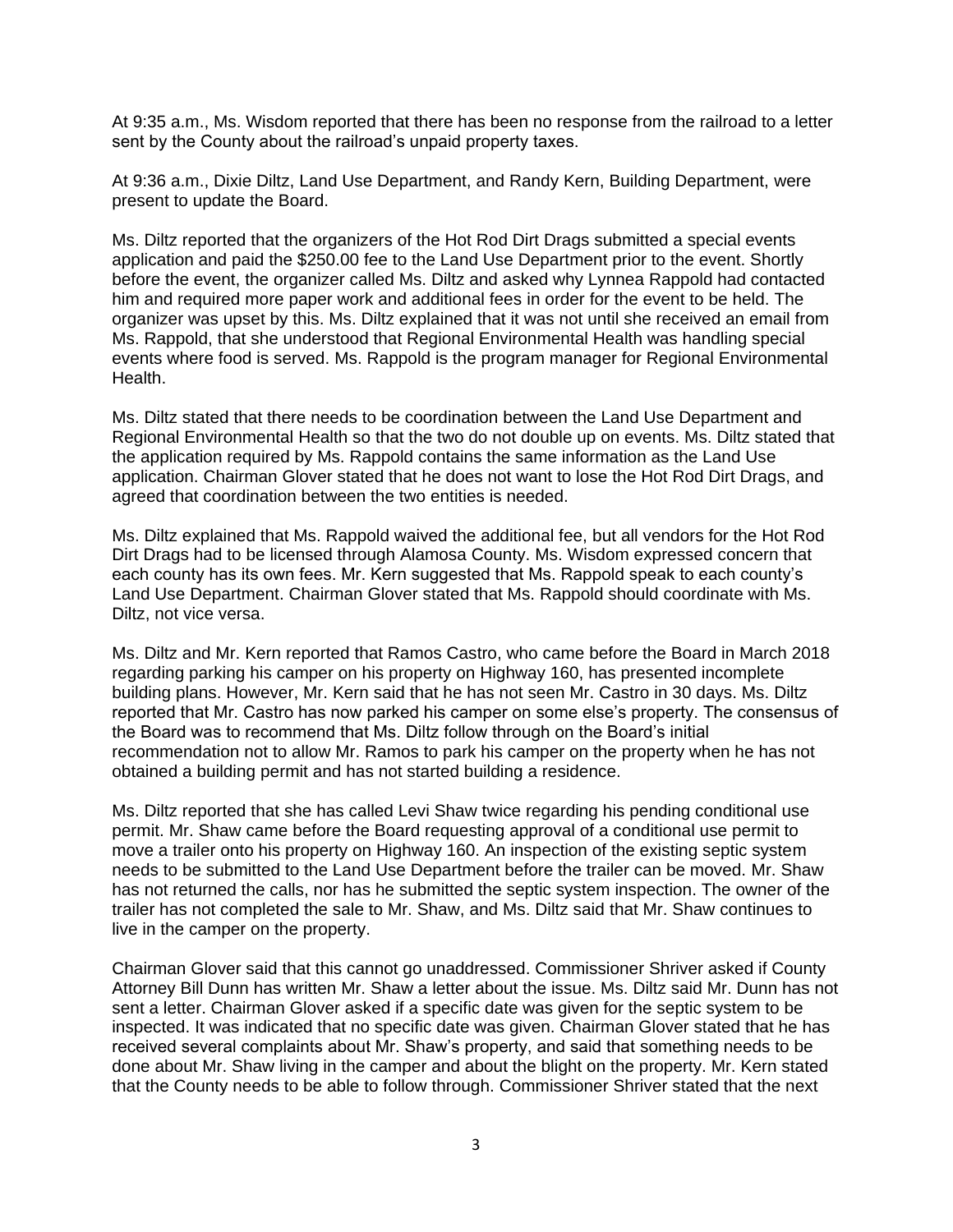At 9:35 a.m., Ms. Wisdom reported that there has been no response from the railroad to a letter sent by the County about the railroad's unpaid property taxes.

At 9:36 a.m., Dixie Diltz, Land Use Department, and Randy Kern, Building Department, were present to update the Board.

Ms. Diltz reported that the organizers of the Hot Rod Dirt Drags submitted a special events application and paid the $250.00 fee to the Land Use Department prior to the event. Shortly before the event, the organizer called Ms. Diltz and asked why Lynnea Rappold had contacted him and required more paper work and additional fees in order for the event to be held. The organizer was upset by this. Ms. Diltz explained that it was not until she received an email from Ms. Rappold, that she understood that Regional Environmental Health was handling special events where food is served. Ms. Rappold is the program manager for Regional Environmental Health.

Ms. Diltz stated that there needs to be coordination between the Land Use Department and Regional Environmental Health so that the two do not double up on events. Ms. Diltz stated that the application required by Ms. Rappold contains the same information as the Land Use application. Chairman Glover stated that he does not want to lose the Hot Rod Dirt Drags, and agreed that coordination between the two entities is needed.

Ms. Diltz explained that Ms. Rappold waived the additional fee, but all vendors for the Hot Rod Dirt Drags had to be licensed through Alamosa County. Ms. Wisdom expressed concern that each county has its own fees. Mr. Kern suggested that Ms. Rappold speak to each county's Land Use Department. Chairman Glover stated that Ms. Rappold should coordinate with Ms. Diltz, not vice versa.

Ms. Diltz and Mr. Kern reported that Ramos Castro, who came before the Board in March 2018 regarding parking his camper on his property on Highway 160, has presented incomplete building plans. However, Mr. Kern said that he has not seen Mr. Castro in 30 days. Ms. Diltz reported that Mr. Castro has now parked his camper on some else's property. The consensus of the Board was to recommend that Ms. Diltz follow through on the Board's initial recommendation not to allow Mr. Ramos to park his camper on the property when he has not obtained a building permit and has not started building a residence.

Ms. Diltz reported that she has called Levi Shaw twice regarding his pending conditional use permit. Mr. Shaw came before the Board requesting approval of a conditional use permit to move a trailer onto his property on Highway 160. An inspection of the existing septic system needs to be submitted to the Land Use Department before the trailer can be moved. Mr. Shaw has not returned the calls, nor has he submitted the septic system inspection. The owner of the trailer has not completed the sale to Mr. Shaw, and Ms. Diltz said that Mr. Shaw continues to live in the camper on the property.

Chairman Glover said that this cannot go unaddressed. Commissioner Shriver asked if County Attorney Bill Dunn has written Mr. Shaw a letter about the issue. Ms. Diltz said Mr. Dunn has not sent a letter. Chairman Glover asked if a specific date was given for the septic system to be inspected. It was indicated that no specific date was given. Chairman Glover stated that he has received several complaints about Mr. Shaw's property, and said that something needs to be done about Mr. Shaw living in the camper and about the blight on the property. Mr. Kern stated that the County needs to be able to follow through. Commissioner Shriver stated that the next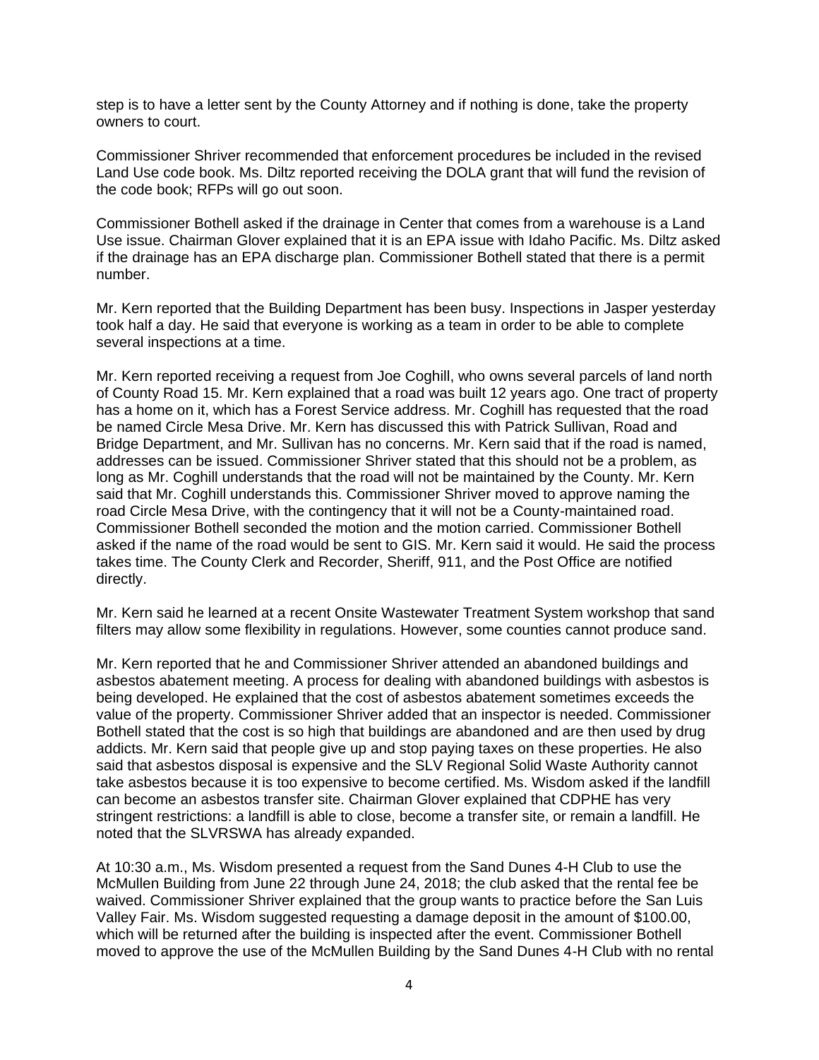step is to have a letter sent by the County Attorney and if nothing is done, take the property owners to court.

Commissioner Shriver recommended that enforcement procedures be included in the revised Land Use code book. Ms. Diltz reported receiving the DOLA grant that will fund the revision of the code book; RFPs will go out soon.

Commissioner Bothell asked if the drainage in Center that comes from a warehouse is a Land Use issue. Chairman Glover explained that it is an EPA issue with Idaho Pacific. Ms. Diltz asked if the drainage has an EPA discharge plan. Commissioner Bothell stated that there is a permit number.

Mr. Kern reported that the Building Department has been busy. Inspections in Jasper yesterday took half a day. He said that everyone is working as a team in order to be able to complete several inspections at a time.

Mr. Kern reported receiving a request from Joe Coghill, who owns several parcels of land north of County Road 15. Mr. Kern explained that a road was built 12 years ago. One tract of property has a home on it, which has a Forest Service address. Mr. Coghill has requested that the road be named Circle Mesa Drive. Mr. Kern has discussed this with Patrick Sullivan, Road and Bridge Department, and Mr. Sullivan has no concerns. Mr. Kern said that if the road is named, addresses can be issued. Commissioner Shriver stated that this should not be a problem, as long as Mr. Coghill understands that the road will not be maintained by the County. Mr. Kern said that Mr. Coghill understands this. Commissioner Shriver moved to approve naming the road Circle Mesa Drive, with the contingency that it will not be a County-maintained road. Commissioner Bothell seconded the motion and the motion carried. Commissioner Bothell asked if the name of the road would be sent to GIS. Mr. Kern said it would. He said the process takes time. The County Clerk and Recorder, Sheriff, 911, and the Post Office are notified directly.

Mr. Kern said he learned at a recent Onsite Wastewater Treatment System workshop that sand filters may allow some flexibility in regulations. However, some counties cannot produce sand.

Mr. Kern reported that he and Commissioner Shriver attended an abandoned buildings and asbestos abatement meeting. A process for dealing with abandoned buildings with asbestos is being developed. He explained that the cost of asbestos abatement sometimes exceeds the value of the property. Commissioner Shriver added that an inspector is needed. Commissioner Bothell stated that the cost is so high that buildings are abandoned and are then used by drug addicts. Mr. Kern said that people give up and stop paying taxes on these properties. He also said that asbestos disposal is expensive and the SLV Regional Solid Waste Authority cannot take asbestos because it is too expensive to become certified. Ms. Wisdom asked if the landfill can become an asbestos transfer site. Chairman Glover explained that CDPHE has very stringent restrictions: a landfill is able to close, become a transfer site, or remain a landfill. He noted that the SLVRSWA has already expanded.

At 10:30 a.m., Ms. Wisdom presented a request from the Sand Dunes 4-H Club to use the McMullen Building from June 22 through June 24, 2018; the club asked that the rental fee be waived. Commissioner Shriver explained that the group wants to practice before the San Luis Valley Fair. Ms. Wisdom suggested requesting a damage deposit in the amount of $100.00, which will be returned after the building is inspected after the event. Commissioner Bothell moved to approve the use of the McMullen Building by the Sand Dunes 4-H Club with no rental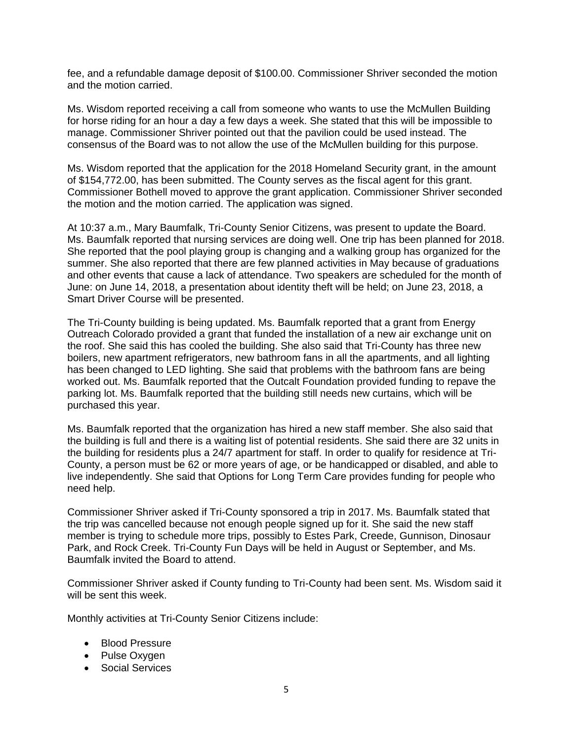fee, and a refundable damage deposit of $100.00. Commissioner Shriver seconded the motion and the motion carried.

Ms. Wisdom reported receiving a call from someone who wants to use the McMullen Building for horse riding for an hour a day a few days a week. She stated that this will be impossible to manage. Commissioner Shriver pointed out that the pavilion could be used instead. The consensus of the Board was to not allow the use of the McMullen building for this purpose.

Ms. Wisdom reported that the application for the 2018 Homeland Security grant, in the amount of $154,772.00, has been submitted. The County serves as the fiscal agent for this grant. Commissioner Bothell moved to approve the grant application. Commissioner Shriver seconded the motion and the motion carried. The application was signed.

At 10:37 a.m., Mary Baumfalk, Tri-County Senior Citizens, was present to update the Board. Ms. Baumfalk reported that nursing services are doing well. One trip has been planned for 2018. She reported that the pool playing group is changing and a walking group has organized for the summer. She also reported that there are few planned activities in May because of graduations and other events that cause a lack of attendance. Two speakers are scheduled for the month of June: on June 14, 2018, a presentation about identity theft will be held; on June 23, 2018, a Smart Driver Course will be presented.

The Tri-County building is being updated. Ms. Baumfalk reported that a grant from Energy Outreach Colorado provided a grant that funded the installation of a new air exchange unit on the roof. She said this has cooled the building. She also said that Tri-County has three new boilers, new apartment refrigerators, new bathroom fans in all the apartments, and all lighting has been changed to LED lighting. She said that problems with the bathroom fans are being worked out. Ms. Baumfalk reported that the Outcalt Foundation provided funding to repave the parking lot. Ms. Baumfalk reported that the building still needs new curtains, which will be purchased this year.

Ms. Baumfalk reported that the organization has hired a new staff member. She also said that the building is full and there is a waiting list of potential residents. She said there are 32 units in the building for residents plus a 24/7 apartment for staff. In order to qualify for residence at Tri-County, a person must be 62 or more years of age, or be handicapped or disabled, and able to live independently. She said that Options for Long Term Care provides funding for people who need help.

Commissioner Shriver asked if Tri-County sponsored a trip in 2017. Ms. Baumfalk stated that the trip was cancelled because not enough people signed up for it. She said the new staff member is trying to schedule more trips, possibly to Estes Park, Creede, Gunnison, Dinosaur Park, and Rock Creek. Tri-County Fun Days will be held in August or September, and Ms. Baumfalk invited the Board to attend.

Commissioner Shriver asked if County funding to Tri-County had been sent. Ms. Wisdom said it will be sent this week.

Monthly activities at Tri-County Senior Citizens include:

- Blood Pressure
- Pulse Oxygen
- Social Services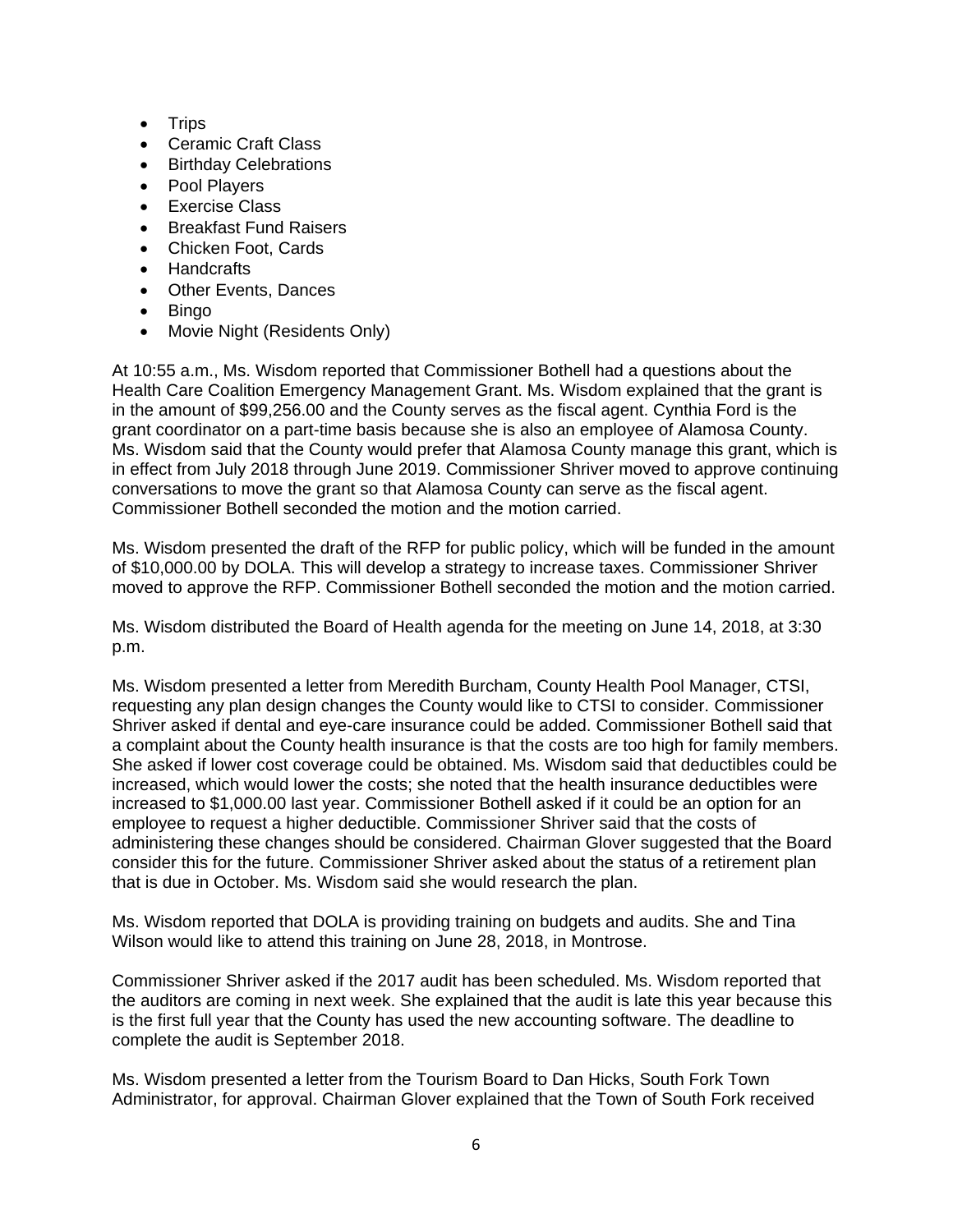- Trips
- Ceramic Craft Class
- Birthday Celebrations
- Pool Players
- Exercise Class
- Breakfast Fund Raisers
- Chicken Foot, Cards
- Handcrafts
- Other Events, Dances
- Bingo
- Movie Night (Residents Only)

At 10:55 a.m., Ms. Wisdom reported that Commissioner Bothell had a questions about the Health Care Coalition Emergency Management Grant. Ms. Wisdom explained that the grant is in the amount of $99,256.00 and the County serves as the fiscal agent. Cynthia Ford is the grant coordinator on a part-time basis because she is also an employee of Alamosa County. Ms. Wisdom said that the County would prefer that Alamosa County manage this grant, which is in effect from July 2018 through June 2019. Commissioner Shriver moved to approve continuing conversations to move the grant so that Alamosa County can serve as the fiscal agent. Commissioner Bothell seconded the motion and the motion carried.

Ms. Wisdom presented the draft of the RFP for public policy, which will be funded in the amount of $10,000.00 by DOLA. This will develop a strategy to increase taxes. Commissioner Shriver moved to approve the RFP. Commissioner Bothell seconded the motion and the motion carried.

Ms. Wisdom distributed the Board of Health agenda for the meeting on June 14, 2018, at 3:30 p.m.

Ms. Wisdom presented a letter from Meredith Burcham, County Health Pool Manager, CTSI, requesting any plan design changes the County would like to CTSI to consider. Commissioner Shriver asked if dental and eye-care insurance could be added. Commissioner Bothell said that a complaint about the County health insurance is that the costs are too high for family members. She asked if lower cost coverage could be obtained. Ms. Wisdom said that deductibles could be increased, which would lower the costs; she noted that the health insurance deductibles were increased to $1,000.00 last year. Commissioner Bothell asked if it could be an option for an employee to request a higher deductible. Commissioner Shriver said that the costs of administering these changes should be considered. Chairman Glover suggested that the Board consider this for the future. Commissioner Shriver asked about the status of a retirement plan that is due in October. Ms. Wisdom said she would research the plan.

Ms. Wisdom reported that DOLA is providing training on budgets and audits. She and Tina Wilson would like to attend this training on June 28, 2018, in Montrose.

Commissioner Shriver asked if the 2017 audit has been scheduled. Ms. Wisdom reported that the auditors are coming in next week. She explained that the audit is late this year because this is the first full year that the County has used the new accounting software. The deadline to complete the audit is September 2018.

Ms. Wisdom presented a letter from the Tourism Board to Dan Hicks, South Fork Town Administrator, for approval. Chairman Glover explained that the Town of South Fork received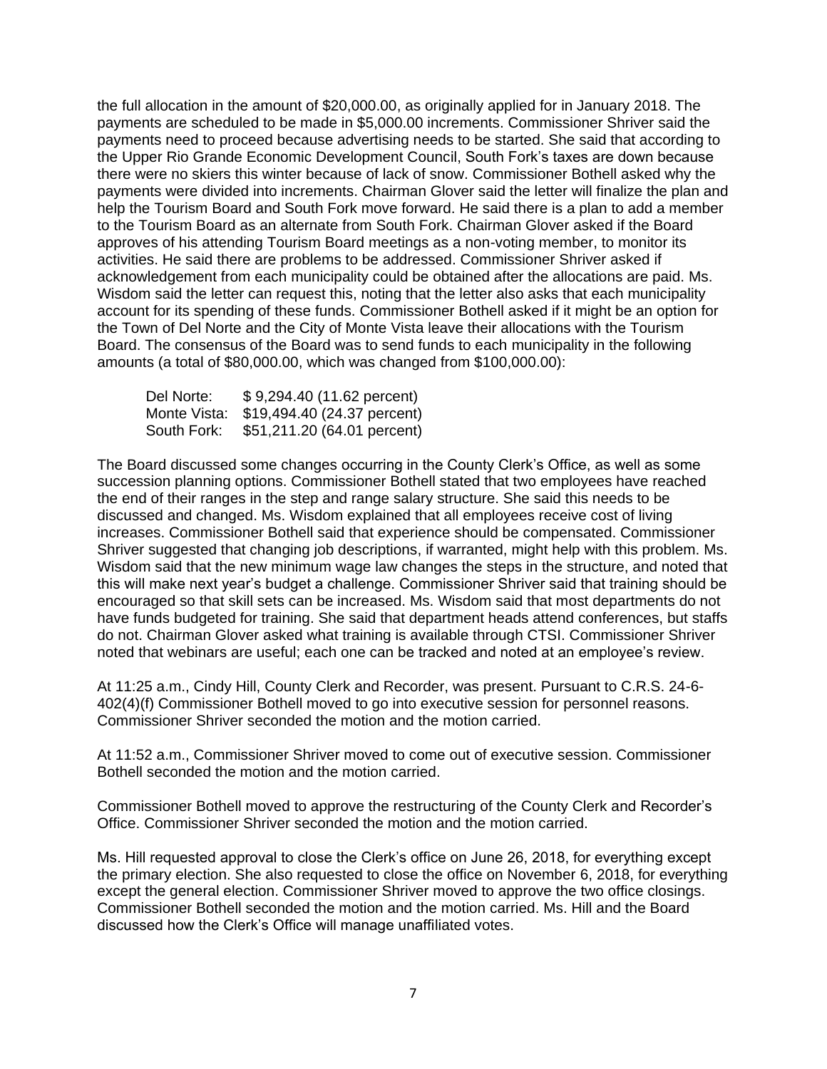the full allocation in the amount of $20,000.00, as originally applied for in January 2018. The payments are scheduled to be made in $5,000.00 increments. Commissioner Shriver said the payments need to proceed because advertising needs to be started. She said that according to the Upper Rio Grande Economic Development Council, South Fork's taxes are down because there were no skiers this winter because of lack of snow. Commissioner Bothell asked why the payments were divided into increments. Chairman Glover said the letter will finalize the plan and help the Tourism Board and South Fork move forward. He said there is a plan to add a member to the Tourism Board as an alternate from South Fork. Chairman Glover asked if the Board approves of his attending Tourism Board meetings as a non-voting member, to monitor its activities. He said there are problems to be addressed. Commissioner Shriver asked if acknowledgement from each municipality could be obtained after the allocations are paid. Ms. Wisdom said the letter can request this, noting that the letter also asks that each municipality account for its spending of these funds. Commissioner Bothell asked if it might be an option for the Town of Del Norte and the City of Monte Vista leave their allocations with the Tourism Board. The consensus of the Board was to send funds to each municipality in the following amounts (a total of $80,000.00, which was changed from $100,000.00):

| | |
|---|---|
| Del Norte: | $ 9,294.40 (11.62 percent) |
| Monte Vista: | $19,494.40 (24.37 percent) |
| South Fork: | $51,211.20 (64.01 percent) |

The Board discussed some changes occurring in the County Clerk's Office, as well as some succession planning options. Commissioner Bothell stated that two employees have reached the end of their ranges in the step and range salary structure. She said this needs to be discussed and changed. Ms. Wisdom explained that all employees receive cost of living increases. Commissioner Bothell said that experience should be compensated. Commissioner Shriver suggested that changing job descriptions, if warranted, might help with this problem. Ms. Wisdom said that the new minimum wage law changes the steps in the structure, and noted that this will make next year's budget a challenge. Commissioner Shriver said that training should be encouraged so that skill sets can be increased. Ms. Wisdom said that most departments do not have funds budgeted for training. She said that department heads attend conferences, but staffs do not. Chairman Glover asked what training is available through CTSI. Commissioner Shriver noted that webinars are useful; each one can be tracked and noted at an employee's review.

At 11:25 a.m., Cindy Hill, County Clerk and Recorder, was present. Pursuant to C.R.S. 24-6-402(4)(f) Commissioner Bothell moved to go into executive session for personnel reasons. Commissioner Shriver seconded the motion and the motion carried.

At 11:52 a.m., Commissioner Shriver moved to come out of executive session. Commissioner Bothell seconded the motion and the motion carried.

Commissioner Bothell moved to approve the restructuring of the County Clerk and Recorder's Office. Commissioner Shriver seconded the motion and the motion carried.

Ms. Hill requested approval to close the Clerk's office on June 26, 2018, for everything except the primary election. She also requested to close the office on November 6, 2018, for everything except the general election. Commissioner Shriver moved to approve the two office closings. Commissioner Bothell seconded the motion and the motion carried. Ms. Hill and the Board discussed how the Clerk's Office will manage unaffiliated votes.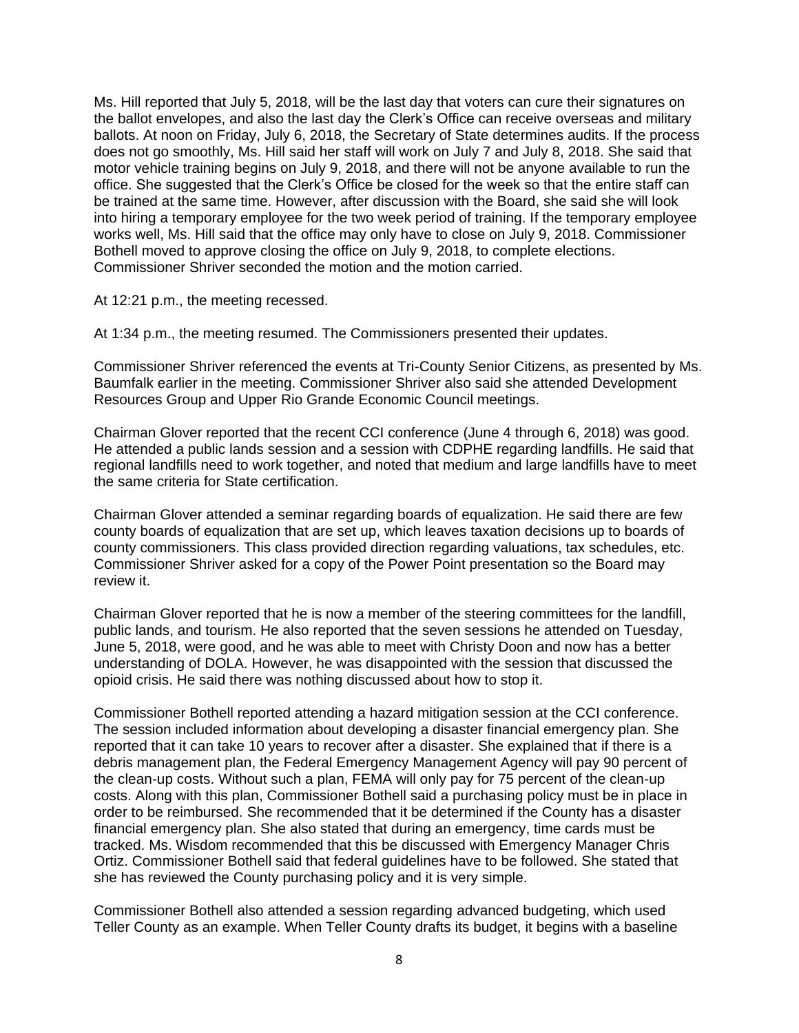Ms. Hill reported that July 5, 2018, will be the last day that voters can cure their signatures on the ballot envelopes, and also the last day the Clerk's Office can receive overseas and military ballots. At noon on Friday, July 6, 2018, the Secretary of State determines audits. If the process does not go smoothly, Ms. Hill said her staff will work on July 7 and July 8, 2018. She said that motor vehicle training begins on July 9, 2018, and there will not be anyone available to run the office. She suggested that the Clerk's Office be closed for the week so that the entire staff can be trained at the same time. However, after discussion with the Board, she said she will look into hiring a temporary employee for the two week period of training. If the temporary employee works well, Ms. Hill said that the office may only have to close on July 9, 2018. Commissioner Bothell moved to approve closing the office on July 9, 2018, to complete elections. Commissioner Shriver seconded the motion and the motion carried.

At 12:21 p.m., the meeting recessed.

At 1:34 p.m., the meeting resumed. The Commissioners presented their updates.

Commissioner Shriver referenced the events at Tri-County Senior Citizens, as presented by Ms. Baumfalk earlier in the meeting. Commissioner Shriver also said she attended Development Resources Group and Upper Rio Grande Economic Council meetings.

Chairman Glover reported that the recent CCI conference (June 4 through 6, 2018) was good. He attended a public lands session and a session with CDPHE regarding landfills. He said that regional landfills need to work together, and noted that medium and large landfills have to meet the same criteria for State certification.

Chairman Glover attended a seminar regarding boards of equalization. He said there are few county boards of equalization that are set up, which leaves taxation decisions up to boards of county commissioners. This class provided direction regarding valuations, tax schedules, etc. Commissioner Shriver asked for a copy of the Power Point presentation so the Board may review it.

Chairman Glover reported that he is now a member of the steering committees for the landfill, public lands, and tourism. He also reported that the seven sessions he attended on Tuesday, June 5, 2018, were good, and he was able to meet with Christy Doon and now has a better understanding of DOLA. However, he was disappointed with the session that discussed the opioid crisis. He said there was nothing discussed about how to stop it.

Commissioner Bothell reported attending a hazard mitigation session at the CCI conference. The session included information about developing a disaster financial emergency plan. She reported that it can take 10 years to recover after a disaster. She explained that if there is a debris management plan, the Federal Emergency Management Agency will pay 90 percent of the clean-up costs. Without such a plan, FEMA will only pay for 75 percent of the clean-up costs. Along with this plan, Commissioner Bothell said a purchasing policy must be in place in order to be reimbursed. She recommended that it be determined if the County has a disaster financial emergency plan. She also stated that during an emergency, time cards must be tracked. Ms. Wisdom recommended that this be discussed with Emergency Manager Chris Ortiz. Commissioner Bothell said that federal guidelines have to be followed. She stated that she has reviewed the County purchasing policy and it is very simple.

Commissioner Bothell also attended a session regarding advanced budgeting, which used Teller County as an example. When Teller County drafts its budget, it begins with a baseline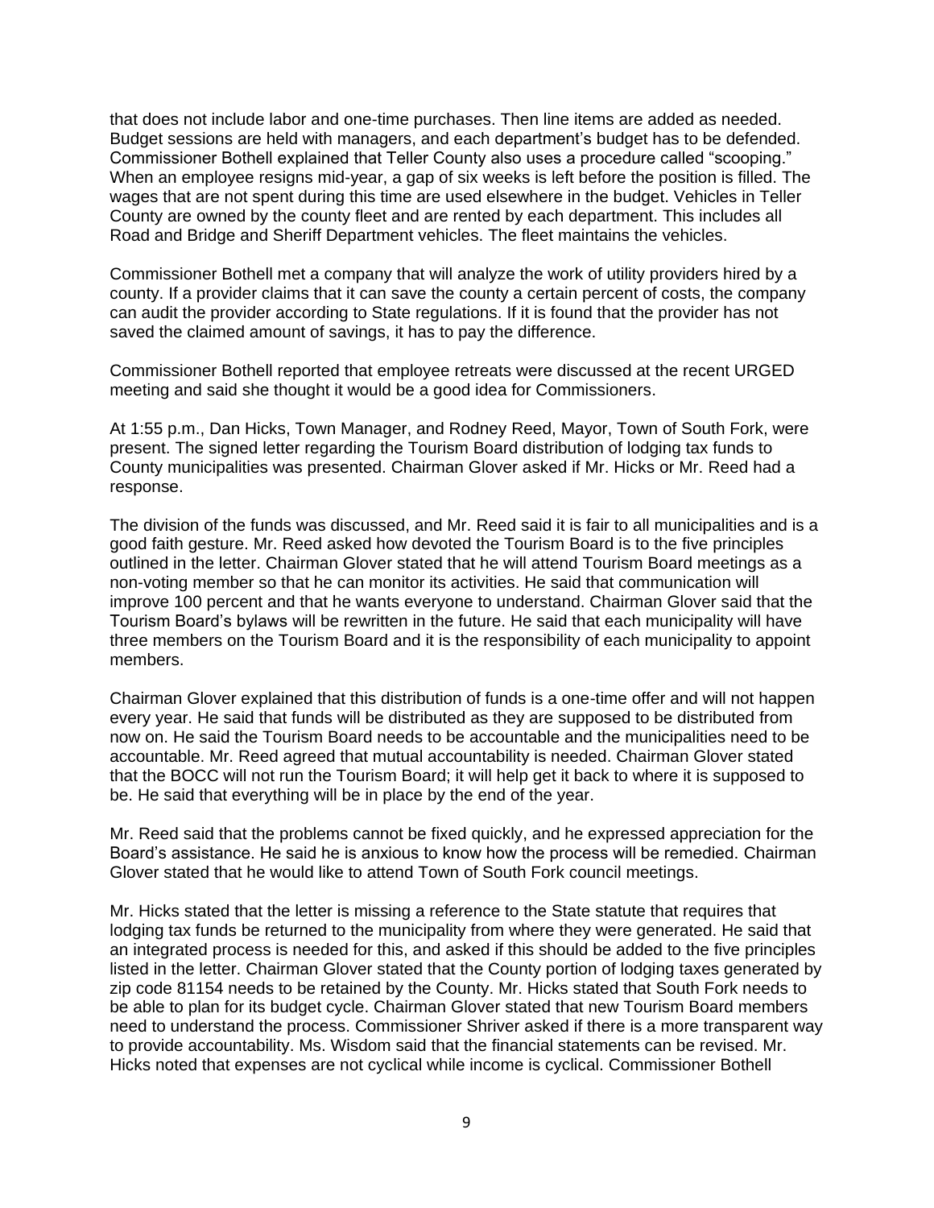that does not include labor and one-time purchases. Then line items are added as needed. Budget sessions are held with managers, and each department's budget has to be defended. Commissioner Bothell explained that Teller County also uses a procedure called "scooping." When an employee resigns mid-year, a gap of six weeks is left before the position is filled. The wages that are not spent during this time are used elsewhere in the budget. Vehicles in Teller County are owned by the county fleet and are rented by each department. This includes all Road and Bridge and Sheriff Department vehicles. The fleet maintains the vehicles.

Commissioner Bothell met a company that will analyze the work of utility providers hired by a county. If a provider claims that it can save the county a certain percent of costs, the company can audit the provider according to State regulations. If it is found that the provider has not saved the claimed amount of savings, it has to pay the difference.

Commissioner Bothell reported that employee retreats were discussed at the recent URGED meeting and said she thought it would be a good idea for Commissioners.

At 1:55 p.m., Dan Hicks, Town Manager, and Rodney Reed, Mayor, Town of South Fork, were present. The signed letter regarding the Tourism Board distribution of lodging tax funds to County municipalities was presented. Chairman Glover asked if Mr. Hicks or Mr. Reed had a response.

The division of the funds was discussed, and Mr. Reed said it is fair to all municipalities and is a good faith gesture. Mr. Reed asked how devoted the Tourism Board is to the five principles outlined in the letter. Chairman Glover stated that he will attend Tourism Board meetings as a non-voting member so that he can monitor its activities. He said that communication will improve 100 percent and that he wants everyone to understand. Chairman Glover said that the Tourism Board's bylaws will be rewritten in the future. He said that each municipality will have three members on the Tourism Board and it is the responsibility of each municipality to appoint members.

Chairman Glover explained that this distribution of funds is a one-time offer and will not happen every year. He said that funds will be distributed as they are supposed to be distributed from now on. He said the Tourism Board needs to be accountable and the municipalities need to be accountable. Mr. Reed agreed that mutual accountability is needed. Chairman Glover stated that the BOCC will not run the Tourism Board; it will help get it back to where it is supposed to be. He said that everything will be in place by the end of the year.

Mr. Reed said that the problems cannot be fixed quickly, and he expressed appreciation for the Board's assistance. He said he is anxious to know how the process will be remedied. Chairman Glover stated that he would like to attend Town of South Fork council meetings.

Mr. Hicks stated that the letter is missing a reference to the State statute that requires that lodging tax funds be returned to the municipality from where they were generated. He said that an integrated process is needed for this, and asked if this should be added to the five principles listed in the letter. Chairman Glover stated that the County portion of lodging taxes generated by zip code 81154 needs to be retained by the County. Mr. Hicks stated that South Fork needs to be able to plan for its budget cycle. Chairman Glover stated that new Tourism Board members need to understand the process. Commissioner Shriver asked if there is a more transparent way to provide accountability. Ms. Wisdom said that the financial statements can be revised. Mr. Hicks noted that expenses are not cyclical while income is cyclical. Commissioner Bothell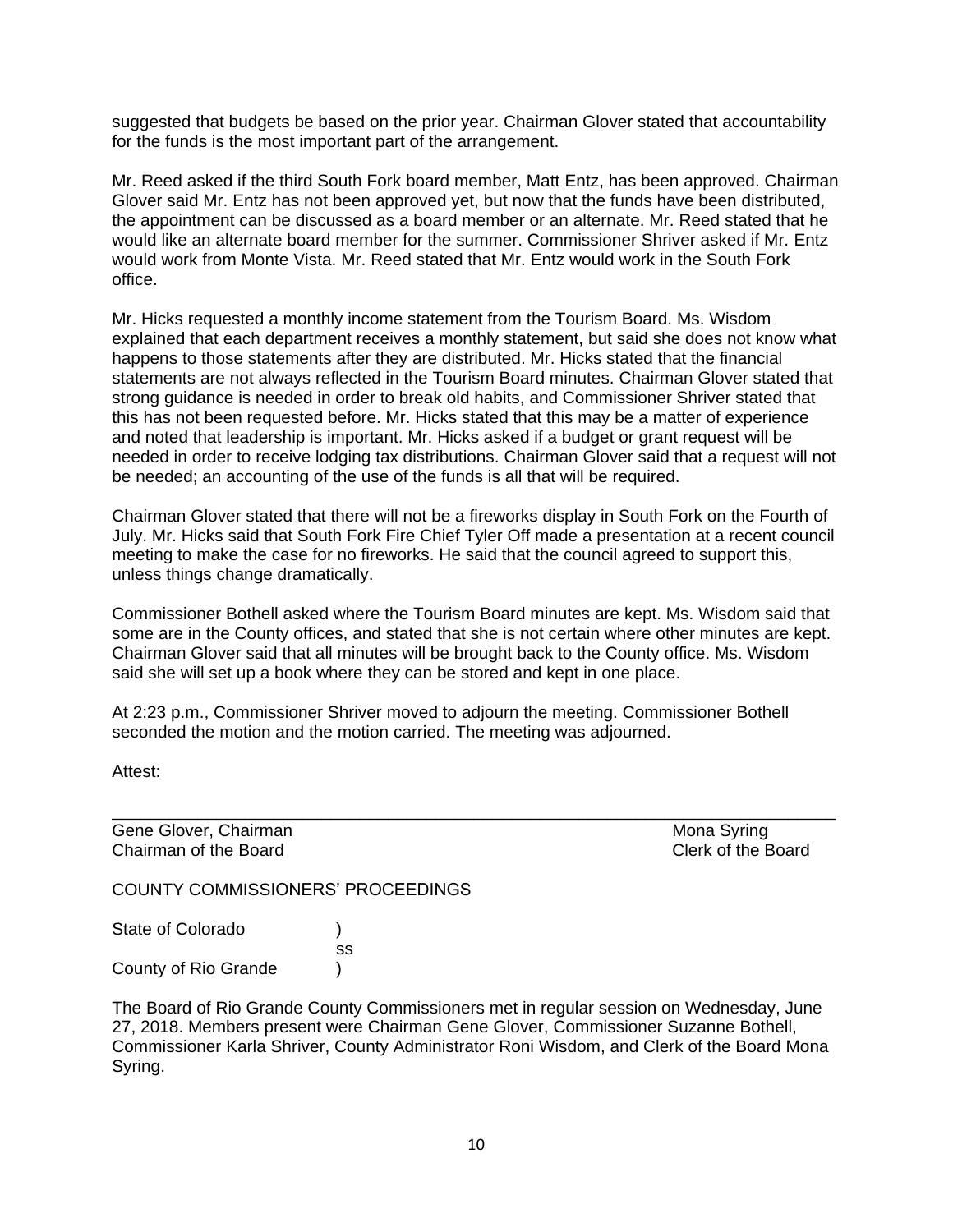suggested that budgets be based on the prior year. Chairman Glover stated that accountability for the funds is the most important part of the arrangement.

Mr. Reed asked if the third South Fork board member, Matt Entz, has been approved. Chairman Glover said Mr. Entz has not been approved yet, but now that the funds have been distributed, the appointment can be discussed as a board member or an alternate. Mr. Reed stated that he would like an alternate board member for the summer. Commissioner Shriver asked if Mr. Entz would work from Monte Vista. Mr. Reed stated that Mr. Entz would work in the South Fork office.

Mr. Hicks requested a monthly income statement from the Tourism Board. Ms. Wisdom explained that each department receives a monthly statement, but said she does not know what happens to those statements after they are distributed. Mr. Hicks stated that the financial statements are not always reflected in the Tourism Board minutes. Chairman Glover stated that strong guidance is needed in order to break old habits, and Commissioner Shriver stated that this has not been requested before. Mr. Hicks stated that this may be a matter of experience and noted that leadership is important. Mr. Hicks asked if a budget or grant request will be needed in order to receive lodging tax distributions. Chairman Glover said that a request will not be needed; an accounting of the use of the funds is all that will be required.

Chairman Glover stated that there will not be a fireworks display in South Fork on the Fourth of July. Mr. Hicks said that South Fork Fire Chief Tyler Off made a presentation at a recent council meeting to make the case for no fireworks. He said that the council agreed to support this, unless things change dramatically.

Commissioner Bothell asked where the Tourism Board minutes are kept. Ms. Wisdom said that some are in the County offices, and stated that she is not certain where other minutes are kept. Chairman Glover said that all minutes will be brought back to the County office. Ms. Wisdom said she will set up a book where they can be stored and kept in one place.

At 2:23 p.m., Commissioner Shriver moved to adjourn the meeting. Commissioner Bothell seconded the motion and the motion carried. The meeting was adjourned.

Attest:

______________________________________________________________________

| | |
|---|---|
| Gene Glover, Chairman | Mona Syring |
| Chairman of the Board | Clerk of the Board |

COUNTY COMMISSIONERS' PROCEEDINGS

State of Colorado )
ss
County of Rio Grande )

The Board of Rio Grande County Commissioners met in regular session on Wednesday, June 27, 2018. Members present were Chairman Gene Glover, Commissioner Suzanne Bothell, Commissioner Karla Shriver, County Administrator Roni Wisdom, and Clerk of the Board Mona Syring.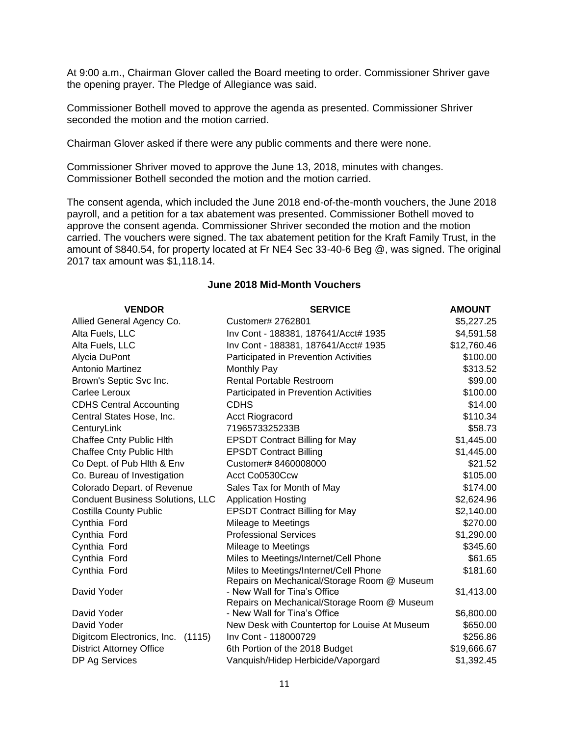At 9:00 a.m., Chairman Glover called the Board meeting to order. Commissioner Shriver gave the opening prayer. The Pledge of Allegiance was said.

Commissioner Bothell moved to approve the agenda as presented. Commissioner Shriver seconded the motion and the motion carried.

Chairman Glover asked if there were any public comments and there were none.

Commissioner Shriver moved to approve the June 13, 2018, minutes with changes. Commissioner Bothell seconded the motion and the motion carried.

The consent agenda, which included the June 2018 end-of-the-month vouchers, the June 2018 payroll, and a petition for a tax abatement was presented. Commissioner Bothell moved to approve the consent agenda. Commissioner Shriver seconded the motion and the motion carried. The vouchers were signed. The tax abatement petition for the Kraft Family Trust, in the amount of $840.54, for property located at Fr NE4 Sec 33-40-6 Beg @, was signed. The original 2017 tax amount was $1,118.14.

**June 2018 Mid-Month Vouchers**

| VENDOR | SERVICE | AMOUNT |
|---|---|---|
| Allied General Agency Co. | Customer# 2762801 | $5,227.25 |
| Alta Fuels, LLC | Inv Cont - 188381, 187641/Acct# 1935 | $4,591.58 |
| Alta Fuels, LLC | Inv Cont - 188381, 187641/Acct# 1935 | $12,760.46 |
| Alycia DuPont | Participated in Prevention Activities | $100.00 |
| Antonio Martinez | Monthly Pay | $313.52 |
| Brown's Septic Svc Inc. | Rental Portable Restroom | $99.00 |
| Carlee Leroux | Participated in Prevention Activities | $100.00 |
| CDHS Central Accounting | CDHS | $14.00 |
| Central States Hose, Inc. | Acct Riogracord | $110.34 |
| CenturyLink | 7196573325233B | $58.73 |
| Chaffee Cnty Public Hlth | EPSDT Contract Billing for May | $1,445.00 |
| Chaffee Cnty Public Hlth | EPSDT Contract Billing | $1,445.00 |
| Co Dept. of Pub Hlth & Env | Customer# 8460008000 | $21.52 |
| Co. Bureau of Investigation | Acct Co0530Ccw | $105.00 |
| Colorado Depart. of Revenue | Sales Tax for Month of May | $174.00 |
| Conduent Business Solutions, LLC | Application Hosting | $2,624.96 |
| Costilla County Public | EPSDT Contract Billing for May | $2,140.00 |
| Cynthia Ford | Mileage to Meetings | $270.00 |
| Cynthia Ford | Professional Services | $1,290.00 |
| Cynthia Ford | Mileage to Meetings | $345.60 |
| Cynthia Ford | Miles to Meetings/Internet/Cell Phone | $61.65 |
| Cynthia Ford | Miles to Meetings/Internet/Cell Phone | $181.60 |
| David Yoder | Repairs on Mechanical/Storage Room @ Museum - New Wall for Tina's Office | $1,413.00 |
| David Yoder | Repairs on Mechanical/Storage Room @ Museum - New Wall for Tina's Office | $6,800.00 |
| David Yoder | New Desk with Countertop for Louise At Museum | $650.00 |
| Digitcom Electronics, Inc. (1115) | Inv Cont - 118000729 | $256.86 |
| District Attorney Office | 6th Portion of the 2018 Budget | $19,666.67 |
| DP Ag Services | Vanquish/Hidep Herbicide/Vaporgard | $1,392.45 |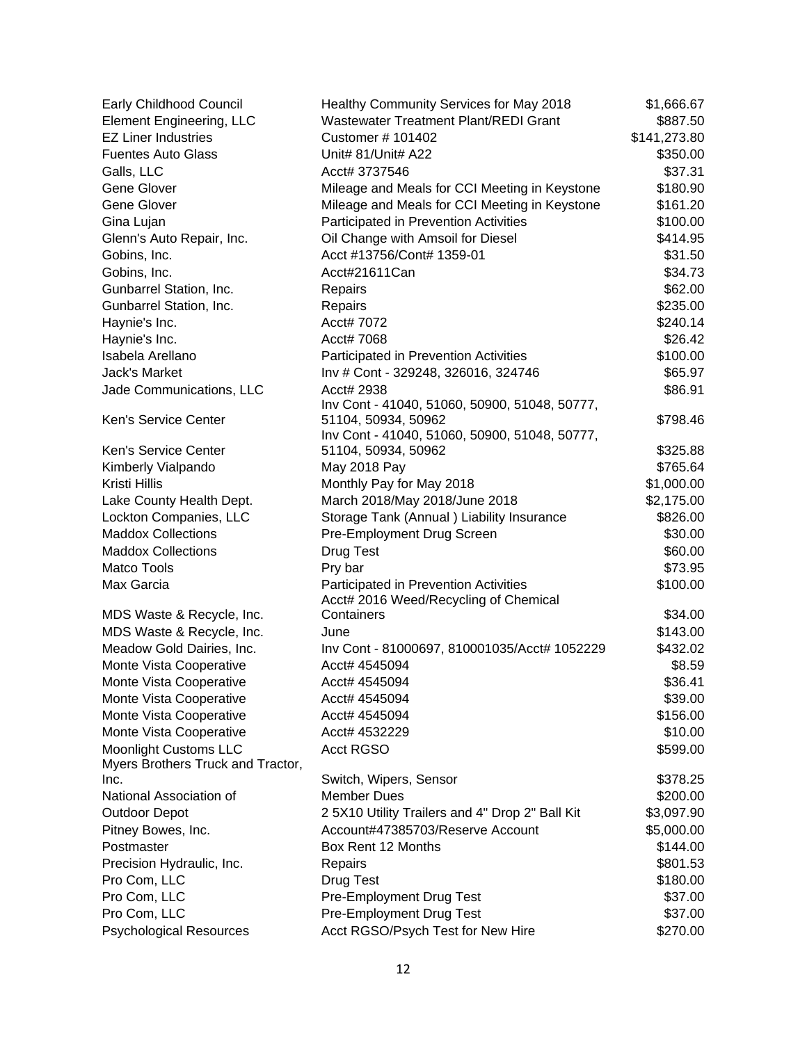| | | |
|---|---|---|
| Early Childhood Council | Healthy Community Services for May 2018 | $1,666.67 |
| Element Engineering, LLC | Wastewater Treatment Plant/REDI Grant | $887.50 |
| EZ Liner Industries | Customer # 101402 | $141,273.80 |
| Fuentes Auto Glass | Unit# 81/Unit# A22 | $350.00 |
| Galls, LLC | Acct# 3737546 | $37.31 |
| Gene Glover | Mileage and Meals for CCI Meeting in Keystone | $180.90 |
| Gene Glover | Mileage and Meals for CCI Meeting in Keystone | $161.20 |
| Gina Lujan | Participated in Prevention Activities | $100.00 |
| Glenn's Auto Repair, Inc. | Oil Change with Amsoil for Diesel | $414.95 |
| Gobins, Inc. | Acct #13756/Cont# 1359-01 | $31.50 |
| Gobins, Inc. | Acct#21611Can | $34.73 |
| Gunbarrel Station, Inc. | Repairs | $62.00 |
| Gunbarrel Station, Inc. | Repairs | $235.00 |
| Haynie's Inc. | Acct# 7072 | $240.14 |
| Haynie's Inc. | Acct# 7068 | $26.42 |
| Isabela Arellano | Participated in Prevention Activities | $100.00 |
| Jack's Market | Inv # Cont - 329248, 326016, 324746 | $65.97 |
| Jade Communications, LLC | Acct# 2938 | $86.91 |
| Ken's Service Center | Inv Cont - 41040, 51060, 50900, 51048, 50777, 51104, 50934, 50962 | $798.46 |
| Ken's Service Center | Inv Cont - 41040, 51060, 50900, 51048, 50777, 51104, 50934, 50962 | $325.88 |
| Kimberly Vialpando | May 2018 Pay | $765.64 |
| Kristi Hillis | Monthly Pay for May 2018 | $1,000.00 |
| Lake County Health Dept. | March 2018/May 2018/June 2018 | $2,175.00 |
| Lockton Companies, LLC | Storage Tank (Annual ) Liability Insurance | $826.00 |
| Maddox Collections | Pre-Employment Drug Screen | $30.00 |
| Maddox Collections | Drug Test | $60.00 |
| Matco Tools | Pry bar | $73.95 |
| Max Garcia | Participated in Prevention Activities | $100.00 |
| MDS Waste & Recycle, Inc. | Acct# 2016 Weed/Recycling of Chemical Containers | $34.00 |
| MDS Waste & Recycle, Inc. | June | $143.00 |
| Meadow Gold Dairies, Inc. | Inv Cont - 81000697, 810001035/Acct# 1052229 | $432.02 |
| Monte Vista Cooperative | Acct# 4545094 | $8.59 |
| Monte Vista Cooperative | Acct# 4545094 | $36.41 |
| Monte Vista Cooperative | Acct# 4545094 | $39.00 |
| Monte Vista Cooperative | Acct# 4545094 | $156.00 |
| Monte Vista Cooperative | Acct# 4532229 | $10.00 |
| Moonlight Customs LLC | Acct RGSO | $599.00 |
| Myers Brothers Truck and Tractor, Inc. | Switch, Wipers, Sensor | $378.25 |
| National Association of | Member Dues | $200.00 |
| Outdoor Depot | 2 5X10 Utility Trailers and 4" Drop 2" Ball Kit | $3,097.90 |
| Pitney Bowes, Inc. | Account#47385703/Reserve Account | $5,000.00 |
| Postmaster | Box Rent 12 Months | $144.00 |
| Precision Hydraulic, Inc. | Repairs | $801.53 |
| Pro Com, LLC | Drug Test | $180.00 |
| Pro Com, LLC | Pre-Employment Drug Test | $37.00 |
| Pro Com, LLC | Pre-Employment Drug Test | $37.00 |
| Psychological Resources | Acct RGSO/Psych Test for New Hire | $270.00 |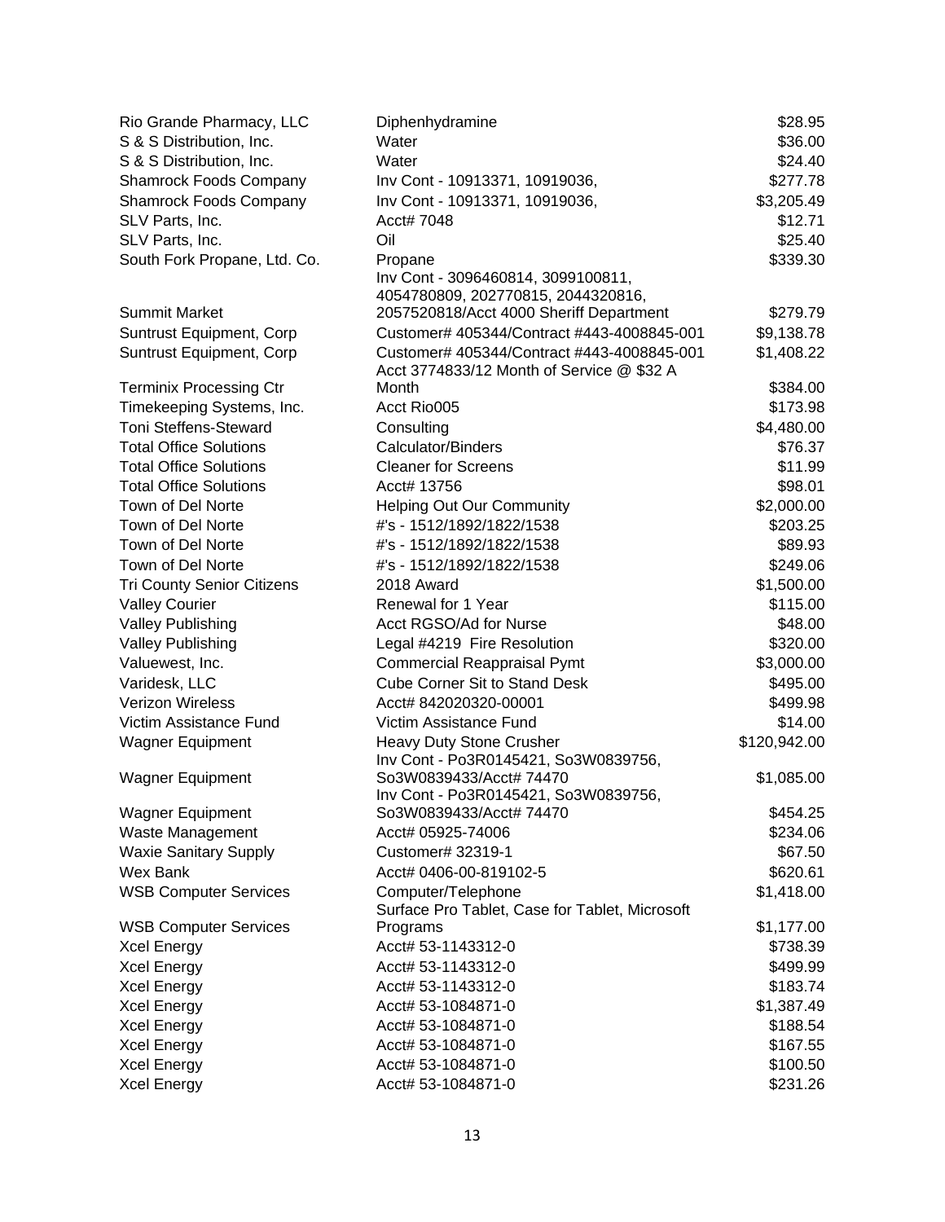| | | |
|---|---|---|
| Rio Grande Pharmacy, LLC | Diphenhydramine | $28.95 |
| S & S Distribution, Inc. | Water | $36.00 |
| S & S Distribution, Inc. | Water | $24.40 |
| Shamrock Foods Company | Inv Cont - 10913371, 10919036, | $277.78 |
| Shamrock Foods Company | Inv Cont - 10913371, 10919036, | $3,205.49 |
| SLV Parts, Inc. | Acct# 7048 | $12.71 |
| SLV Parts, Inc. | Oil | $25.40 |
| South Fork Propane, Ltd. Co. | Propane | $339.30 |
| Summit Market | Inv Cont - 3096460814, 3099100811, 4054780809, 202770815, 2044320816, 2057520818/Acct 4000 Sheriff Department | $279.79 |
| Suntrust Equipment, Corp | Customer# 405344/Contract #443-4008845-001 | $9,138.78 |
| Suntrust Equipment, Corp | Customer# 405344/Contract #443-4008845-001 | $1,408.22 |
| Terminix Processing Ctr | Acct 3774833/12 Month of Service @ $32 A Month | $384.00 |
| Timekeeping Systems, Inc. | Acct Rio005 | $173.98 |
| Toni Steffens-Steward | Consulting | $4,480.00 |
| Total Office Solutions | Calculator/Binders | $76.37 |
| Total Office Solutions | Cleaner for Screens | $11.99 |
| Total Office Solutions | Acct# 13756 | $98.01 |
| Town of Del Norte | Helping Out Our Community | $2,000.00 |
| Town of Del Norte | #'s - 1512/1892/1822/1538 | $203.25 |
| Town of Del Norte | #'s - 1512/1892/1822/1538 | $89.93 |
| Town of Del Norte | #'s - 1512/1892/1822/1538 | $249.06 |
| Tri County Senior Citizens | 2018 Award | $1,500.00 |
| Valley Courier | Renewal for 1 Year | $115.00 |
| Valley Publishing | Acct RGSO/Ad for Nurse | $48.00 |
| Valley Publishing | Legal #4219 Fire Resolution | $320.00 |
| Valuewest, Inc. | Commercial Reappraisal Pymt | $3,000.00 |
| Varidesk, LLC | Cube Corner Sit to Stand Desk | $495.00 |
| Verizon Wireless | Acct# 842020320-00001 | $499.98 |
| Victim Assistance Fund | Victim Assistance Fund | $14.00 |
| Wagner Equipment | Heavy Duty Stone Crusher | $120,942.00 |
| Wagner Equipment | Inv Cont - Po3R0145421, So3W0839756, So3W0839433/Acct# 74470 | $1,085.00 |
| Wagner Equipment | Inv Cont - Po3R0145421, So3W0839756, So3W0839433/Acct# 74470 | $454.25 |
| Waste Management | Acct# 05925-74006 | $234.06 |
| Waxie Sanitary Supply | Customer# 32319-1 | $67.50 |
| Wex Bank | Acct# 0406-00-819102-5 | $620.61 |
| WSB Computer Services | Computer/Telephone | $1,418.00 |
| WSB Computer Services | Surface Pro Tablet, Case for Tablet, Microsoft Programs | $1,177.00 |
| Xcel Energy | Acct# 53-1143312-0 | $738.39 |
| Xcel Energy | Acct# 53-1143312-0 | $499.99 |
| Xcel Energy | Acct# 53-1143312-0 | $183.74 |
| Xcel Energy | Acct# 53-1084871-0 | $1,387.49 |
| Xcel Energy | Acct# 53-1084871-0 | $188.54 |
| Xcel Energy | Acct# 53-1084871-0 | $167.55 |
| Xcel Energy | Acct# 53-1084871-0 | $100.50 |
| Xcel Energy | Acct# 53-1084871-0 | $231.26 |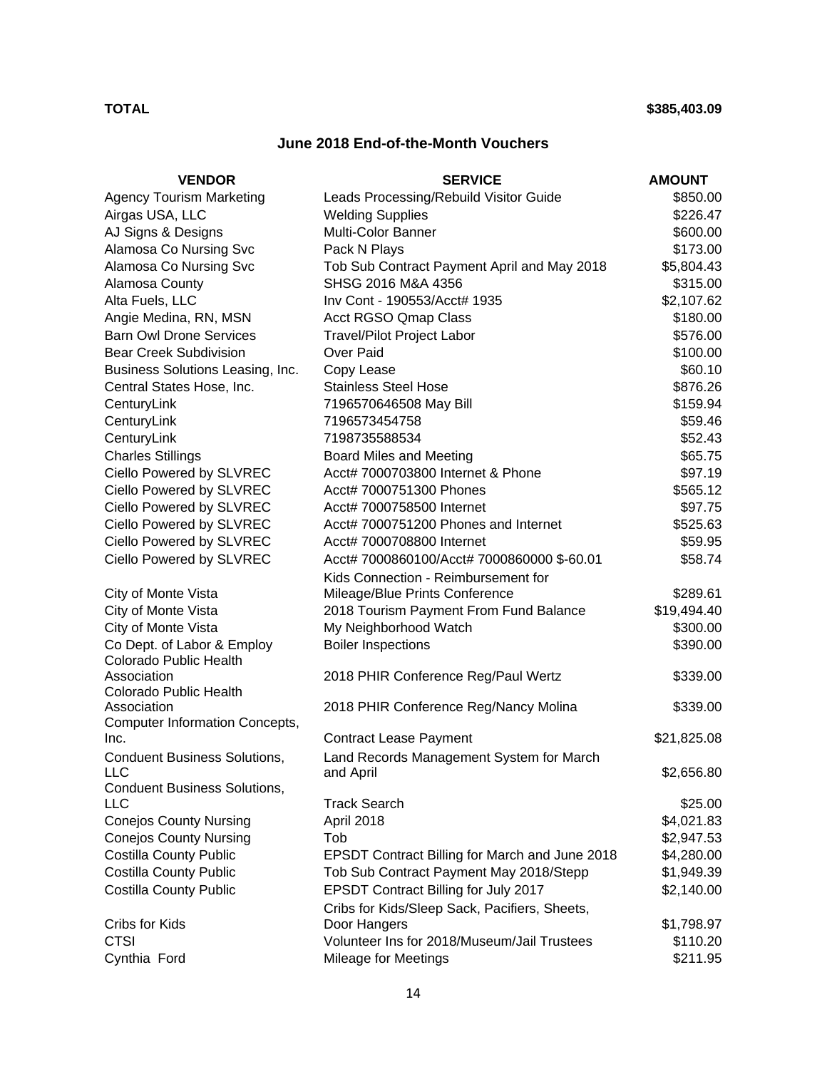**TOTAL** **$385,403.09**

## June 2018 End-of-the-Month Vouchers

| VENDOR | SERVICE | AMOUNT |
|---|---|---|
| Agency Tourism Marketing | Leads Processing/Rebuild Visitor Guide | $850.00 |
| Airgas USA, LLC | Welding Supplies | $226.47 |
| AJ Signs & Designs | Multi-Color Banner | $600.00 |
| Alamosa Co Nursing Svc | Pack N Plays | $173.00 |
| Alamosa Co Nursing Svc | Tob Sub Contract Payment April and May 2018 | $5,804.43 |
| Alamosa County | SHSG 2016 M&A 4356 | $315.00 |
| Alta Fuels, LLC | Inv Cont - 190553/Acct# 1935 | $2,107.62 |
| Angie Medina, RN, MSN | Acct RGSO Qmap Class | $180.00 |
| Barn Owl Drone Services | Travel/Pilot Project Labor | $576.00 |
| Bear Creek Subdivision | Over Paid | $100.00 |
| Business Solutions Leasing, Inc. | Copy Lease | $60.10 |
| Central States Hose, Inc. | Stainless Steel Hose | $876.26 |
| CenturyLink | 7196570646508 May Bill | $159.94 |
| CenturyLink | 7196573454758 | $59.46 |
| CenturyLink | 7198735588534 | $52.43 |
| Charles Stillings | Board Miles and Meeting | $65.75 |
| Ciello Powered by SLVREC | Acct# 7000703800 Internet & Phone | $97.19 |
| Ciello Powered by SLVREC | Acct# 7000751300 Phones | $565.12 |
| Ciello Powered by SLVREC | Acct# 7000758500 Internet | $97.75 |
| Ciello Powered by SLVREC | Acct# 7000751200 Phones and Internet | $525.63 |
| Ciello Powered by SLVREC | Acct# 7000708800 Internet | $59.95 |
| Ciello Powered by SLVREC | Acct# 7000860100/Acct# 7000860000 $-60.01 | $58.74 |
| City of Monte Vista | Kids Connection - Reimbursement for Mileage/Blue Prints Conference | $289.61 |
| City of Monte Vista | 2018 Tourism Payment From Fund Balance | $19,494.40 |
| City of Monte Vista | My Neighborhood Watch | $300.00 |
| Co Dept. of Labor & Employ | Boiler Inspections | $390.00 |
| Colorado Public Health Association | 2018 PHIR Conference Reg/Paul Wertz | $339.00 |
| Colorado Public Health Association | 2018 PHIR Conference Reg/Nancy Molina | $339.00 |
| Computer Information Concepts, Inc. | Contract Lease Payment | $21,825.08 |
| Conduent Business Solutions, LLC | Land Records Management System for March and April | $2,656.80 |
| Conduent Business Solutions, LLC | Track Search | $25.00 |
| Conejos County Nursing | April 2018 | $4,021.83 |
| Conejos County Nursing | Tob | $2,947.53 |
| Costilla County Public | EPSDT Contract Billing for March and June 2018 | $4,280.00 |
| Costilla County Public | Tob Sub Contract Payment May 2018/Stepp | $1,949.39 |
| Costilla County Public | EPSDT Contract Billing for July 2017 | $2,140.00 |
| Cribs for Kids | Cribs for Kids/Sleep Sack, Pacifiers, Sheets, Door Hangers | $1,798.97 |
| CTSI | Volunteer Ins for 2018/Museum/Jail Trustees | $110.20 |
| Cynthia Ford | Mileage for Meetings | $211.95 |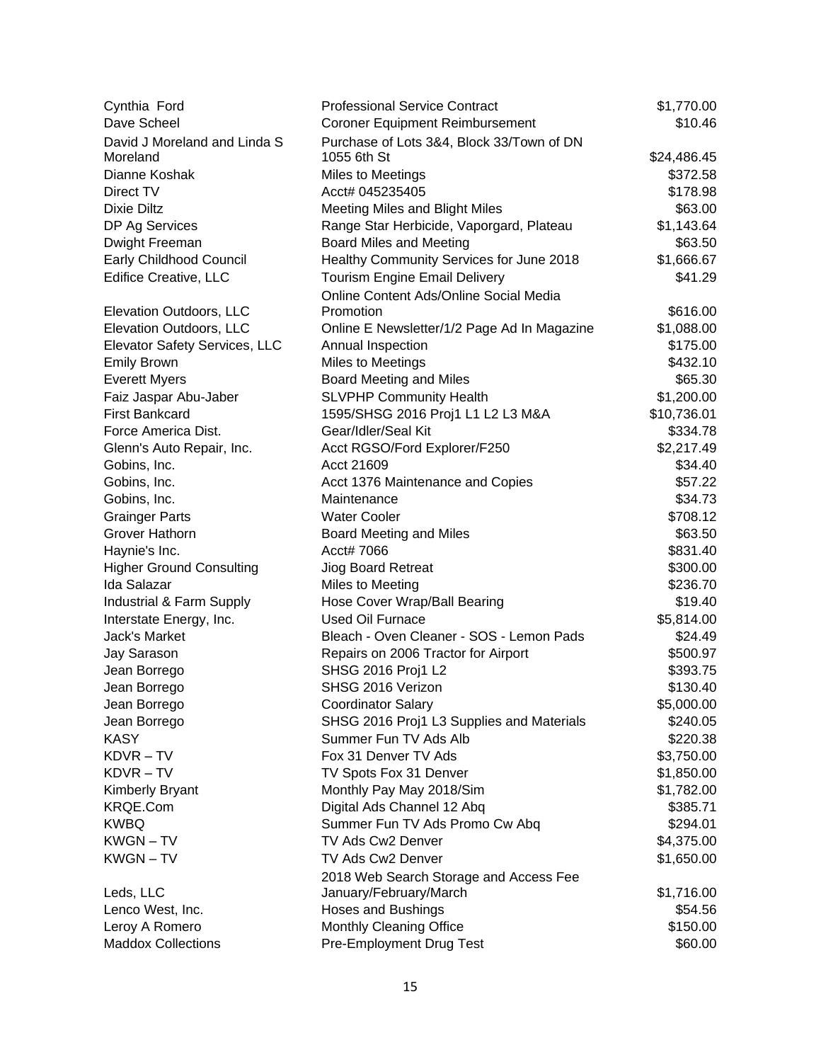| | | |
|---|---|---|
| Cynthia Ford | Professional Service Contract | $1,770.00 |
| Dave Scheel | Coroner Equipment Reimbursement | $10.46 |
| David J Moreland and Linda S Moreland | Purchase of Lots 3&4, Block 33/Town of DN 1055 6th St | $24,486.45 |
| Dianne Koshak | Miles to Meetings | $372.58 |
| Direct TV | Acct# 045235405 | $178.98 |
| Dixie Diltz | Meeting Miles and Blight Miles | $63.00 |
| DP Ag Services | Range Star Herbicide, Vaporgard, Plateau | $1,143.64 |
| Dwight Freeman | Board Miles and Meeting | $63.50 |
| Early Childhood Council | Healthy Community Services for June 2018 | $1,666.67 |
| Edifice Creative, LLC | Tourism Engine Email Delivery | $41.29 |
| Elevation Outdoors, LLC | Online Content Ads/Online Social Media Promotion | $616.00 |
| Elevation Outdoors, LLC | Online E Newsletter/1/2 Page Ad In Magazine | $1,088.00 |
| Elevator Safety Services, LLC | Annual Inspection | $175.00 |
| Emily Brown | Miles to Meetings | $432.10 |
| Everett Myers | Board Meeting and Miles | $65.30 |
| Faiz Jaspar Abu-Jaber | SLVPHP Community Health | $1,200.00 |
| First Bankcard | 1595/SHSG 2016 Proj1 L1 L2 L3 M&A | $10,736.01 |
| Force America Dist. | Gear/Idler/Seal Kit | $334.78 |
| Glenn's Auto Repair, Inc. | Acct RGSO/Ford Explorer/F250 | $2,217.49 |
| Gobins, Inc. | Acct 21609 | $34.40 |
| Gobins, Inc. | Acct 1376 Maintenance and Copies | $57.22 |
| Gobins, Inc. | Maintenance | $34.73 |
| Grainger Parts | Water Cooler | $708.12 |
| Grover Hathorn | Board Meeting and Miles | $63.50 |
| Haynie's Inc. | Acct# 7066 | $831.40 |
| Higher Ground Consulting | Jiog Board Retreat | $300.00 |
| Ida Salazar | Miles to Meeting | $236.70 |
| Industrial & Farm Supply | Hose Cover Wrap/Ball Bearing | $19.40 |
| Interstate Energy, Inc. | Used Oil Furnace | $5,814.00 |
| Jack's Market | Bleach - Oven Cleaner - SOS - Lemon Pads | $24.49 |
| Jay Sarason | Repairs on 2006 Tractor for Airport | $500.97 |
| Jean Borrego | SHSG 2016 Proj1 L2 | $393.75 |
| Jean Borrego | SHSG 2016 Verizon | $130.40 |
| Jean Borrego | Coordinator Salary | $5,000.00 |
| Jean Borrego | SHSG 2016 Proj1 L3 Supplies and Materials | $240.05 |
| KASY | Summer Fun TV Ads Alb | $220.38 |
| KDVR – TV | Fox 31 Denver TV Ads | $3,750.00 |
| KDVR – TV | TV Spots Fox 31 Denver | $1,850.00 |
| Kimberly Bryant | Monthly Pay May 2018/Sim | $1,782.00 |
| KRQE.Com | Digital Ads Channel 12 Abq | $385.71 |
| KWBQ | Summer Fun TV Ads Promo Cw Abq | $294.01 |
| KWGN – TV | TV Ads Cw2 Denver | $4,375.00 |
| KWGN – TV | TV Ads Cw2 Denver | $1,650.00 |
| Leds, LLC | 2018 Web Search Storage and Access Fee January/February/March | $1,716.00 |
| Lenco West, Inc. | Hoses and Bushings | $54.56 |
| Leroy A Romero | Monthly Cleaning Office | $150.00 |
| Maddox Collections | Pre-Employment Drug Test | $60.00 |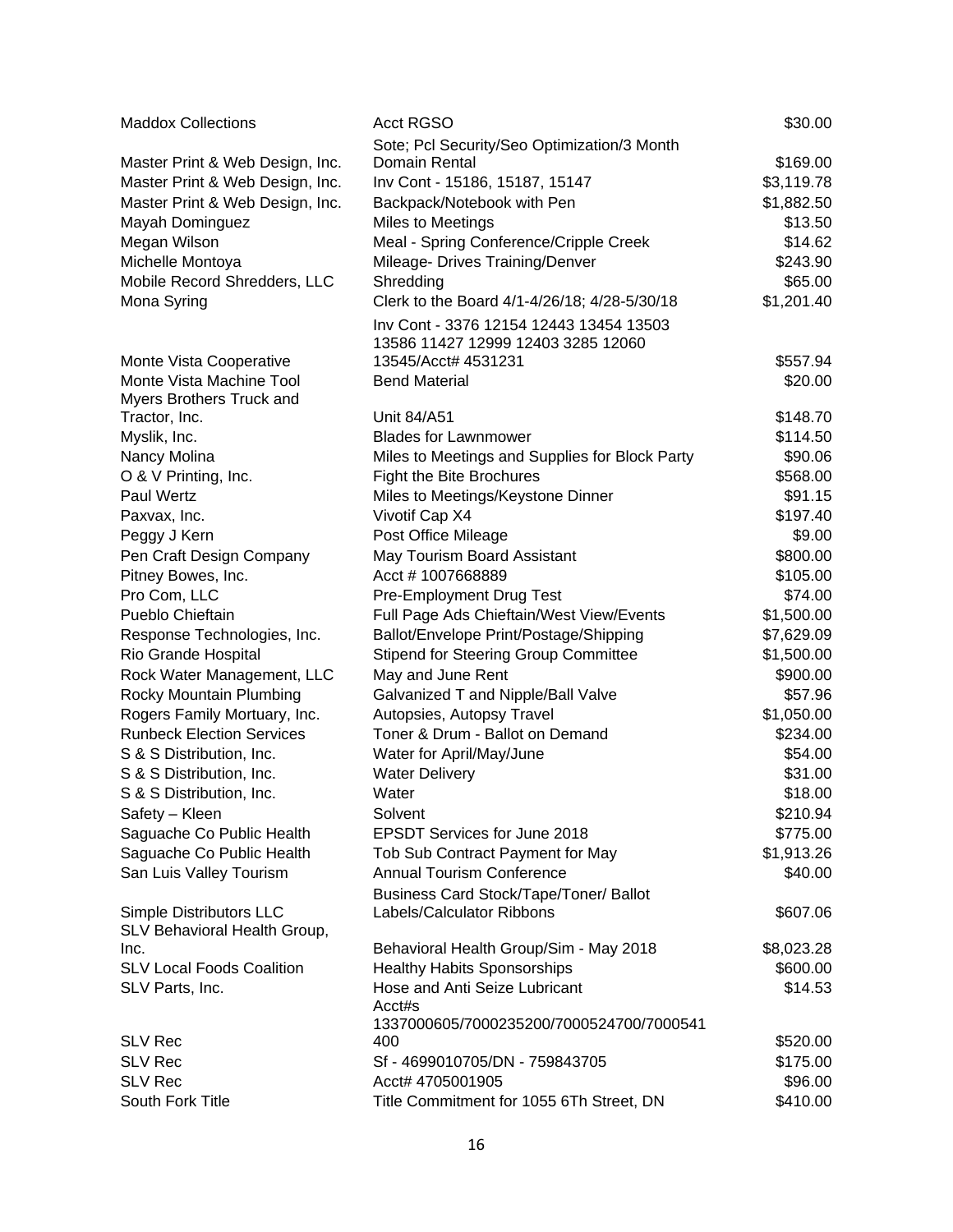| | | |
|---|---|---|
| Maddox Collections | Acct RGSO | $30.00 |
| Master Print & Web Design, Inc. | Sote; Pcl Security/Seo Optimization/3 Month Domain Rental | $169.00 |
| Master Print & Web Design, Inc. | Inv Cont - 15186, 15187, 15147 | $3,119.78 |
| Master Print & Web Design, Inc. | Backpack/Notebook with Pen | $1,882.50 |
| Mayah Dominguez | Miles to Meetings | $13.50 |
| Megan Wilson | Meal - Spring Conference/Cripple Creek | $14.62 |
| Michelle Montoya | Mileage- Drives Training/Denver | $243.90 |
| Mobile Record Shredders, LLC | Shredding | $65.00 |
| Mona Syring | Clerk to the Board 4/1-4/26/18; 4/28-5/30/18 | $1,201.40 |
| Monte Vista Cooperative | Inv Cont - 3376 12154 12443 13454 13503 13586 11427 12999 12403 3285 12060 13545/Acct# 4531231 | $557.94 |
| Monte Vista Machine Tool | Bend Material | $20.00 |
| Myers Brothers Truck and Tractor, Inc. | Unit 84/A51 | $148.70 |
| Myslik, Inc. | Blades for Lawnmower | $114.50 |
| Nancy Molina | Miles to Meetings and Supplies for Block Party | $90.06 |
| O & V Printing, Inc. | Fight the Bite Brochures | $568.00 |
| Paul Wertz | Miles to Meetings/Keystone Dinner | $91.15 |
| Paxvax, Inc. | Vivotif Cap X4 | $197.40 |
| Peggy J Kern | Post Office Mileage | $9.00 |
| Pen Craft Design Company | May Tourism Board Assistant | $800.00 |
| Pitney Bowes, Inc. | Acct # 1007668889 | $105.00 |
| Pro Com, LLC | Pre-Employment Drug Test | $74.00 |
| Pueblo Chieftain | Full Page Ads Chieftain/West View/Events | $1,500.00 |
| Response Technologies, Inc. | Ballot/Envelope Print/Postage/Shipping | $7,629.09 |
| Rio Grande Hospital | Stipend for Steering Group Committee | $1,500.00 |
| Rock Water Management, LLC | May and June Rent | $900.00 |
| Rocky Mountain Plumbing | Galvanized T and Nipple/Ball Valve | $57.96 |
| Rogers Family Mortuary, Inc. | Autopsies, Autopsy Travel | $1,050.00 |
| Runbeck Election Services | Toner & Drum - Ballot on Demand | $234.00 |
| S & S Distribution, Inc. | Water for April/May/June | $54.00 |
| S & S Distribution, Inc. | Water Delivery | $31.00 |
| S & S Distribution, Inc. | Water | $18.00 |
| Safety – Kleen | Solvent | $210.94 |
| Saguache Co Public Health | EPSDT Services for June 2018 | $775.00 |
| Saguache Co Public Health | Tob Sub Contract Payment for May | $1,913.26 |
| San Luis Valley Tourism | Annual Tourism Conference | $40.00 |
| Simple Distributors LLC | Business Card Stock/Tape/Toner/ Ballot Labels/Calculator Ribbons | $607.06 |
| SLV Behavioral Health Group, Inc. | Behavioral Health Group/Sim - May 2018 | $8,023.28 |
| SLV Local Foods Coalition | Healthy Habits Sponsorships | $600.00 |
| SLV Parts, Inc. | Hose and Anti Seize Lubricant | $14.53 |
| SLV Rec | Acct#s 1337000605/7000235200/7000524700/7000541400 | $520.00 |
| SLV Rec | Sf - 4699010705/DN - 759843705 | $175.00 |
| SLV Rec | Acct# 4705001905 | $96.00 |
| South Fork Title | Title Commitment for 1055 6Th Street, DN | $410.00 |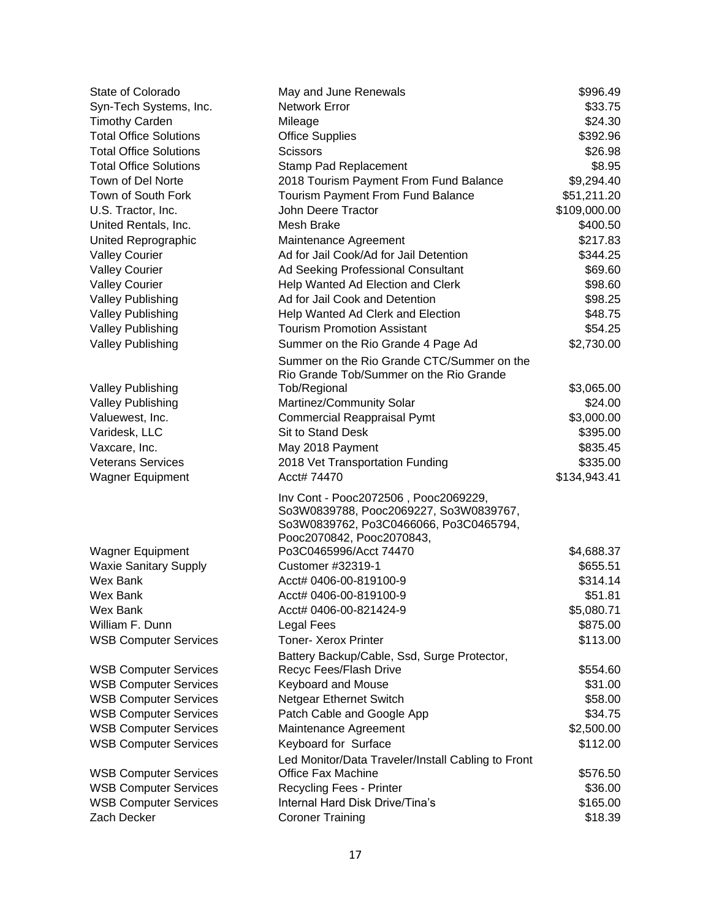| | | |
|---|---|---|
| State of Colorado | May and June Renewals | $996.49 |
| Syn-Tech Systems, Inc. | Network Error | $33.75 |
| Timothy Carden | Mileage | $24.30 |
| Total Office Solutions | Office Supplies | $392.96 |
| Total Office Solutions | Scissors | $26.98 |
| Total Office Solutions | Stamp Pad Replacement | $8.95 |
| Town of Del Norte | 2018 Tourism Payment From Fund Balance | $9,294.40 |
| Town of South Fork | Tourism Payment From Fund Balance | $51,211.20 |
| U.S. Tractor, Inc. | John Deere Tractor | $109,000.00 |
| United Rentals, Inc. | Mesh Brake | $400.50 |
| United Reprographic | Maintenance Agreement | $217.83 |
| Valley Courier | Ad for Jail Cook/Ad for Jail Detention | $344.25 |
| Valley Courier | Ad Seeking Professional Consultant | $69.60 |
| Valley Courier | Help Wanted Ad Election and Clerk | $98.60 |
| Valley Publishing | Ad for Jail Cook and Detention | $98.25 |
| Valley Publishing | Help Wanted Ad Clerk and Election | $48.75 |
| Valley Publishing | Tourism Promotion Assistant | $54.25 |
| Valley Publishing | Summer on the Rio Grande 4 Page Ad | $2,730.00 |
| Valley Publishing | Summer on the Rio Grande CTC/Summer on the Rio Grande Tob/Summer on the Rio Grande Tob/Regional | $3,065.00 |
| Valley Publishing | Martinez/Community Solar | $24.00 |
| Valuewest, Inc. | Commercial Reappraisal Pymt | $3,000.00 |
| Varidesk, LLC | Sit to Stand Desk | $395.00 |
| Vaxcare, Inc. | May 2018 Payment | $835.45 |
| Veterans Services | 2018 Vet Transportation Funding | $335.00 |
| Wagner Equipment | Acct# 74470 | $134,943.41 |
| Wagner Equipment | Inv Cont - Pooc2072506 , Pooc2069229, So3W0839788, Pooc2069227, So3W0839767, So3W0839762, Po3C0466066, Po3C0465794, Pooc2070842, Pooc2070843, Po3C0465996/Acct 74470 | $4,688.37 |
| Waxie Sanitary Supply | Customer #32319-1 | $655.51 |
| Wex Bank | Acct# 0406-00-819100-9 | $314.14 |
| Wex Bank | Acct# 0406-00-819100-9 | $51.81 |
| Wex Bank | Acct# 0406-00-821424-9 | $5,080.71 |
| William F. Dunn | Legal Fees | $875.00 |
| WSB Computer Services | Toner- Xerox Printer | $113.00 |
| WSB Computer Services | Battery Backup/Cable, Ssd, Surge Protector, Recyc Fees/Flash Drive | $554.60 |
| WSB Computer Services | Keyboard and Mouse | $31.00 |
| WSB Computer Services | Netgear Ethernet Switch | $58.00 |
| WSB Computer Services | Patch Cable and Google App | $34.75 |
| WSB Computer Services | Maintenance Agreement | $2,500.00 |
| WSB Computer Services | Keyboard for Surface | $112.00 |
| WSB Computer Services | Led Monitor/Data Traveler/Install Cabling to Front Office Fax Machine | $576.50 |
| WSB Computer Services | Recycling Fees - Printer | $36.00 |
| WSB Computer Services | Internal Hard Disk Drive/Tina's | $165.00 |
| Zach Decker | Coroner Training | $18.39 |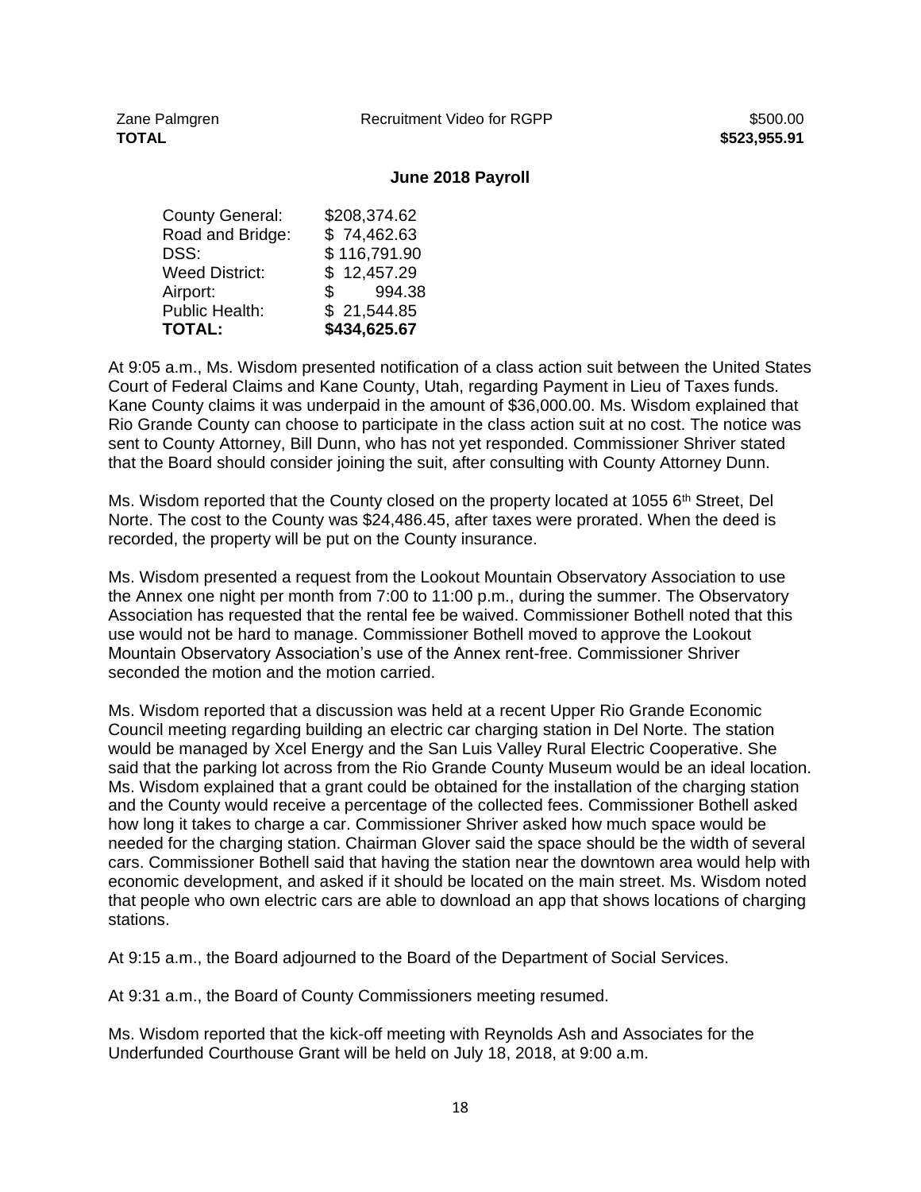| Zane Palmgren | Recruitment Video for RGPP | $500.00 |
|---|---|---|
| **TOTAL** | | **$523,955.91** |

**June 2018 Payroll**

| | |
|---|---|
| County General: | $208,374.62 |
| Road and Bridge: | $ 74,462.63 |
| DSS: | $ 116,791.90 |
| Weed District: | $ 12,457.29 |
| Airport: | $ 994.38 |
| Public Health: | $ 21,544.85 |
| **TOTAL:** | **$434,625.67** |

At 9:05 a.m., Ms. Wisdom presented notification of a class action suit between the United States Court of Federal Claims and Kane County, Utah, regarding Payment in Lieu of Taxes funds. Kane County claims it was underpaid in the amount of $36,000.00. Ms. Wisdom explained that Rio Grande County can choose to participate in the class action suit at no cost. The notice was sent to County Attorney, Bill Dunn, who has not yet responded. Commissioner Shriver stated that the Board should consider joining the suit, after consulting with County Attorney Dunn.

Ms. Wisdom reported that the County closed on the property located at 1055 6th Street, Del Norte. The cost to the County was $24,486.45, after taxes were prorated. When the deed is recorded, the property will be put on the County insurance.

Ms. Wisdom presented a request from the Lookout Mountain Observatory Association to use the Annex one night per month from 7:00 to 11:00 p.m., during the summer. The Observatory Association has requested that the rental fee be waived. Commissioner Bothell noted that this use would not be hard to manage. Commissioner Bothell moved to approve the Lookout Mountain Observatory Association's use of the Annex rent-free. Commissioner Shriver seconded the motion and the motion carried.

Ms. Wisdom reported that a discussion was held at a recent Upper Rio Grande Economic Council meeting regarding building an electric car charging station in Del Norte. The station would be managed by Xcel Energy and the San Luis Valley Rural Electric Cooperative. She said that the parking lot across from the Rio Grande County Museum would be an ideal location. Ms. Wisdom explained that a grant could be obtained for the installation of the charging station and the County would receive a percentage of the collected fees. Commissioner Bothell asked how long it takes to charge a car. Commissioner Shriver asked how much space would be needed for the charging station. Chairman Glover said the space should be the width of several cars. Commissioner Bothell said that having the station near the downtown area would help with economic development, and asked if it should be located on the main street. Ms. Wisdom noted that people who own electric cars are able to download an app that shows locations of charging stations.

At 9:15 a.m., the Board adjourned to the Board of the Department of Social Services.

At 9:31 a.m., the Board of County Commissioners meeting resumed.

Ms. Wisdom reported that the kick-off meeting with Reynolds Ash and Associates for the Underfunded Courthouse Grant will be held on July 18, 2018, at 9:00 a.m.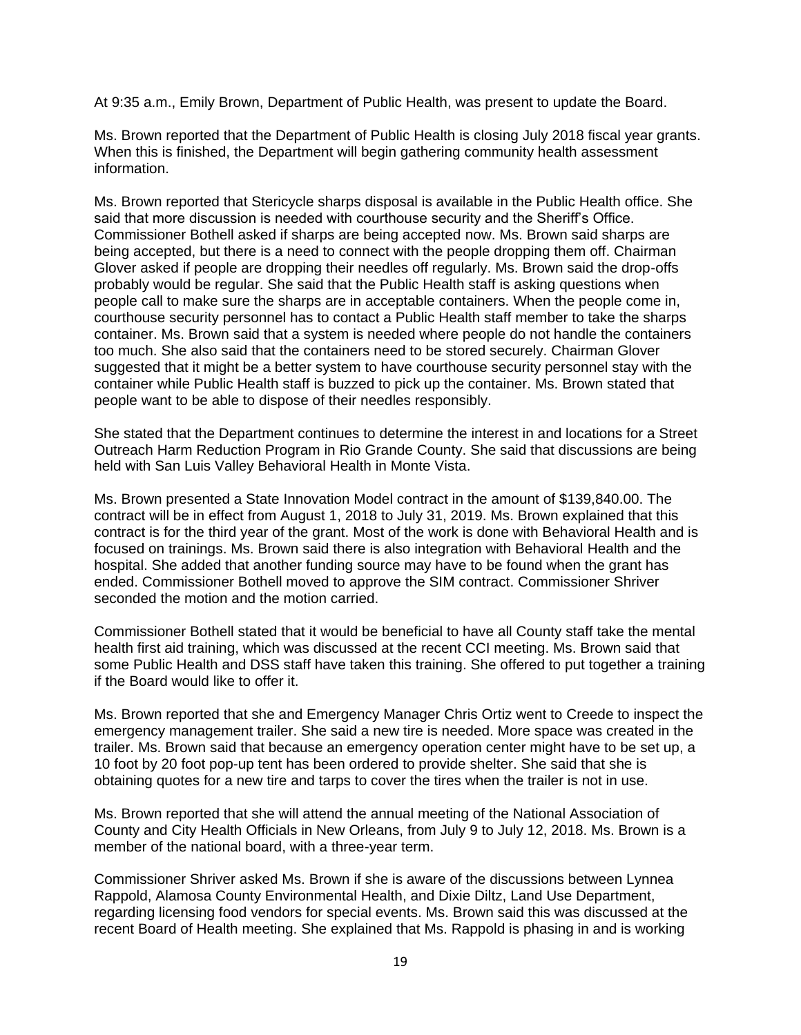At 9:35 a.m., Emily Brown, Department of Public Health, was present to update the Board.

Ms. Brown reported that the Department of Public Health is closing July 2018 fiscal year grants. When this is finished, the Department will begin gathering community health assessment information.

Ms. Brown reported that Stericycle sharps disposal is available in the Public Health office. She said that more discussion is needed with courthouse security and the Sheriff's Office. Commissioner Bothell asked if sharps are being accepted now. Ms. Brown said sharps are being accepted, but there is a need to connect with the people dropping them off. Chairman Glover asked if people are dropping their needles off regularly. Ms. Brown said the drop-offs probably would be regular. She said that the Public Health staff is asking questions when people call to make sure the sharps are in acceptable containers. When the people come in, courthouse security personnel has to contact a Public Health staff member to take the sharps container. Ms. Brown said that a system is needed where people do not handle the containers too much. She also said that the containers need to be stored securely. Chairman Glover suggested that it might be a better system to have courthouse security personnel stay with the container while Public Health staff is buzzed to pick up the container. Ms. Brown stated that people want to be able to dispose of their needles responsibly.

She stated that the Department continues to determine the interest in and locations for a Street Outreach Harm Reduction Program in Rio Grande County. She said that discussions are being held with San Luis Valley Behavioral Health in Monte Vista.

Ms. Brown presented a State Innovation Model contract in the amount of $139,840.00. The contract will be in effect from August 1, 2018 to July 31, 2019. Ms. Brown explained that this contract is for the third year of the grant. Most of the work is done with Behavioral Health and is focused on trainings. Ms. Brown said there is also integration with Behavioral Health and the hospital. She added that another funding source may have to be found when the grant has ended. Commissioner Bothell moved to approve the SIM contract. Commissioner Shriver seconded the motion and the motion carried.

Commissioner Bothell stated that it would be beneficial to have all County staff take the mental health first aid training, which was discussed at the recent CCI meeting. Ms. Brown said that some Public Health and DSS staff have taken this training. She offered to put together a training if the Board would like to offer it.

Ms. Brown reported that she and Emergency Manager Chris Ortiz went to Creede to inspect the emergency management trailer. She said a new tire is needed. More space was created in the trailer. Ms. Brown said that because an emergency operation center might have to be set up, a 10 foot by 20 foot pop-up tent has been ordered to provide shelter. She said that she is obtaining quotes for a new tire and tarps to cover the tires when the trailer is not in use.

Ms. Brown reported that she will attend the annual meeting of the National Association of County and City Health Officials in New Orleans, from July 9 to July 12, 2018. Ms. Brown is a member of the national board, with a three-year term.

Commissioner Shriver asked Ms. Brown if she is aware of the discussions between Lynnea Rappold, Alamosa County Environmental Health, and Dixie Diltz, Land Use Department, regarding licensing food vendors for special events. Ms. Brown said this was discussed at the recent Board of Health meeting. She explained that Ms. Rappold is phasing in and is working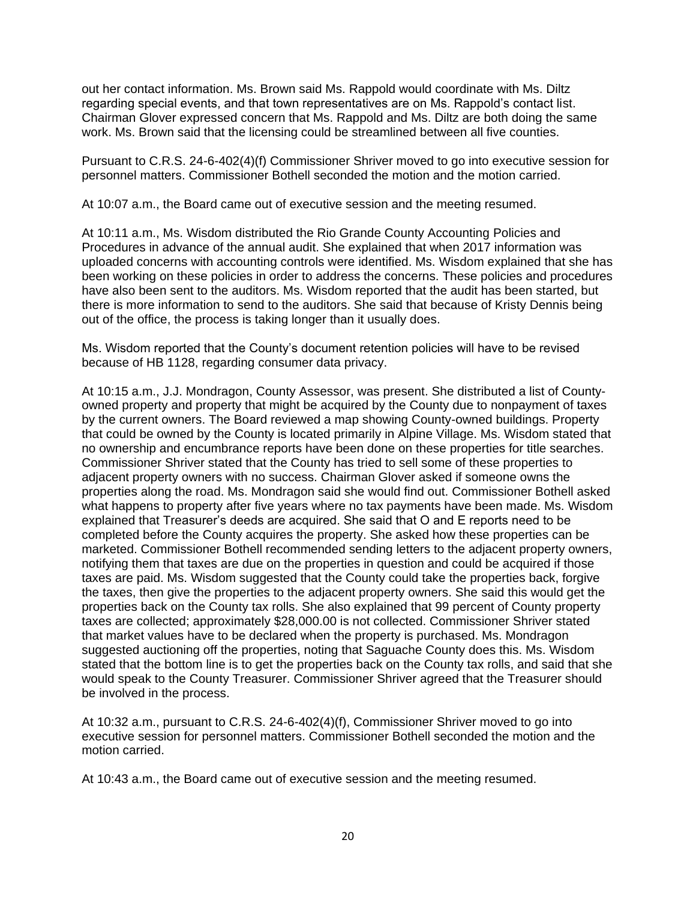out her contact information. Ms. Brown said Ms. Rappold would coordinate with Ms. Diltz regarding special events, and that town representatives are on Ms. Rappold's contact list. Chairman Glover expressed concern that Ms. Rappold and Ms. Diltz are both doing the same work. Ms. Brown said that the licensing could be streamlined between all five counties.

Pursuant to C.R.S. 24-6-402(4)(f) Commissioner Shriver moved to go into executive session for personnel matters. Commissioner Bothell seconded the motion and the motion carried.

At 10:07 a.m., the Board came out of executive session and the meeting resumed.

At 10:11 a.m., Ms. Wisdom distributed the Rio Grande County Accounting Policies and Procedures in advance of the annual audit. She explained that when 2017 information was uploaded concerns with accounting controls were identified. Ms. Wisdom explained that she has been working on these policies in order to address the concerns. These policies and procedures have also been sent to the auditors. Ms. Wisdom reported that the audit has been started, but there is more information to send to the auditors. She said that because of Kristy Dennis being out of the office, the process is taking longer than it usually does.

Ms. Wisdom reported that the County's document retention policies will have to be revised because of HB 1128, regarding consumer data privacy.

At 10:15 a.m., J.J. Mondragon, County Assessor, was present. She distributed a list of County-owned property and property that might be acquired by the County due to nonpayment of taxes by the current owners. The Board reviewed a map showing County-owned buildings. Property that could be owned by the County is located primarily in Alpine Village. Ms. Wisdom stated that no ownership and encumbrance reports have been done on these properties for title searches. Commissioner Shriver stated that the County has tried to sell some of these properties to adjacent property owners with no success. Chairman Glover asked if someone owns the properties along the road. Ms. Mondragon said she would find out. Commissioner Bothell asked what happens to property after five years where no tax payments have been made. Ms. Wisdom explained that Treasurer's deeds are acquired. She said that O and E reports need to be completed before the County acquires the property. She asked how these properties can be marketed. Commissioner Bothell recommended sending letters to the adjacent property owners, notifying them that taxes are due on the properties in question and could be acquired if those taxes are paid. Ms. Wisdom suggested that the County could take the properties back, forgive the taxes, then give the properties to the adjacent property owners. She said this would get the properties back on the County tax rolls. She also explained that 99 percent of County property taxes are collected; approximately $28,000.00 is not collected. Commissioner Shriver stated that market values have to be declared when the property is purchased. Ms. Mondragon suggested auctioning off the properties, noting that Saguache County does this. Ms. Wisdom stated that the bottom line is to get the properties back on the County tax rolls, and said that she would speak to the County Treasurer. Commissioner Shriver agreed that the Treasurer should be involved in the process.

At 10:32 a.m., pursuant to C.R.S. 24-6-402(4)(f), Commissioner Shriver moved to go into executive session for personnel matters. Commissioner Bothell seconded the motion and the motion carried.

At 10:43 a.m., the Board came out of executive session and the meeting resumed.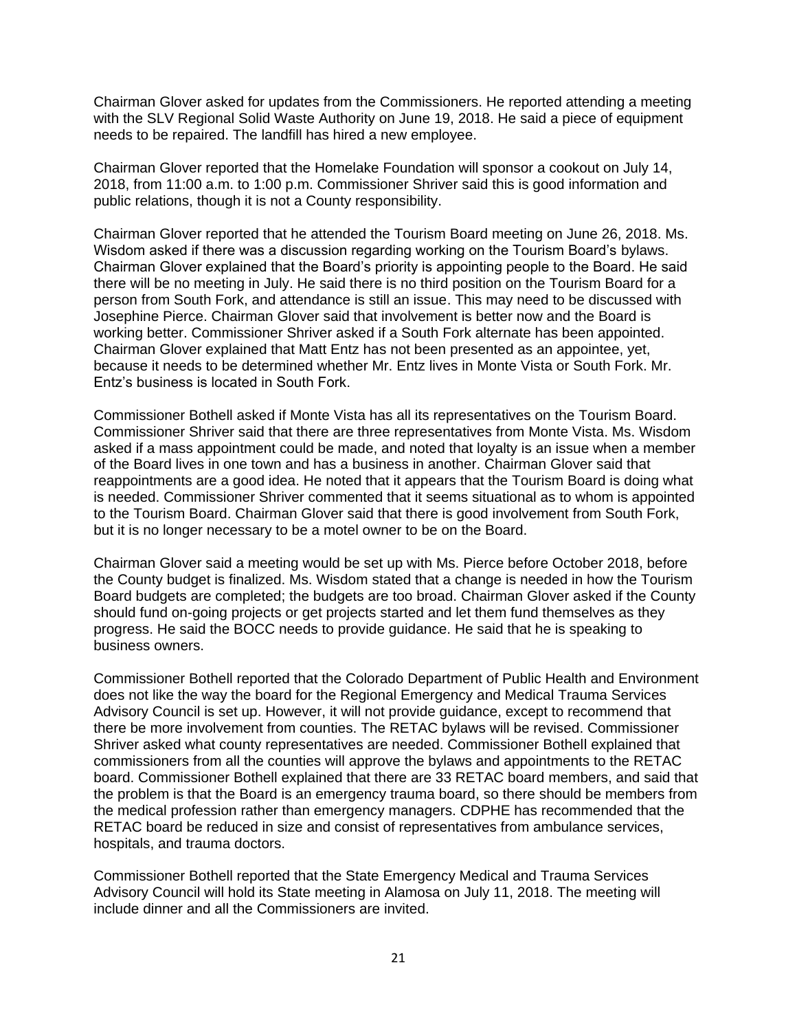Chairman Glover asked for updates from the Commissioners. He reported attending a meeting with the SLV Regional Solid Waste Authority on June 19, 2018. He said a piece of equipment needs to be repaired. The landfill has hired a new employee.

Chairman Glover reported that the Homelake Foundation will sponsor a cookout on July 14, 2018, from 11:00 a.m. to 1:00 p.m. Commissioner Shriver said this is good information and public relations, though it is not a County responsibility.

Chairman Glover reported that he attended the Tourism Board meeting on June 26, 2018. Ms. Wisdom asked if there was a discussion regarding working on the Tourism Board's bylaws. Chairman Glover explained that the Board's priority is appointing people to the Board. He said there will be no meeting in July. He said there is no third position on the Tourism Board for a person from South Fork, and attendance is still an issue. This may need to be discussed with Josephine Pierce. Chairman Glover said that involvement is better now and the Board is working better. Commissioner Shriver asked if a South Fork alternate has been appointed. Chairman Glover explained that Matt Entz has not been presented as an appointee, yet, because it needs to be determined whether Mr. Entz lives in Monte Vista or South Fork. Mr. Entz's business is located in South Fork.

Commissioner Bothell asked if Monte Vista has all its representatives on the Tourism Board. Commissioner Shriver said that there are three representatives from Monte Vista. Ms. Wisdom asked if a mass appointment could be made, and noted that loyalty is an issue when a member of the Board lives in one town and has a business in another. Chairman Glover said that reappointments are a good idea. He noted that it appears that the Tourism Board is doing what is needed. Commissioner Shriver commented that it seems situational as to whom is appointed to the Tourism Board. Chairman Glover said that there is good involvement from South Fork, but it is no longer necessary to be a motel owner to be on the Board.

Chairman Glover said a meeting would be set up with Ms. Pierce before October 2018, before the County budget is finalized. Ms. Wisdom stated that a change is needed in how the Tourism Board budgets are completed; the budgets are too broad. Chairman Glover asked if the County should fund on-going projects or get projects started and let them fund themselves as they progress. He said the BOCC needs to provide guidance. He said that he is speaking to business owners.

Commissioner Bothell reported that the Colorado Department of Public Health and Environment does not like the way the board for the Regional Emergency and Medical Trauma Services Advisory Council is set up. However, it will not provide guidance, except to recommend that there be more involvement from counties. The RETAC bylaws will be revised. Commissioner Shriver asked what county representatives are needed. Commissioner Bothell explained that commissioners from all the counties will approve the bylaws and appointments to the RETAC board. Commissioner Bothell explained that there are 33 RETAC board members, and said that the problem is that the Board is an emergency trauma board, so there should be members from the medical profession rather than emergency managers. CDPHE has recommended that the RETAC board be reduced in size and consist of representatives from ambulance services, hospitals, and trauma doctors.

Commissioner Bothell reported that the State Emergency Medical and Trauma Services Advisory Council will hold its State meeting in Alamosa on July 11, 2018. The meeting will include dinner and all the Commissioners are invited.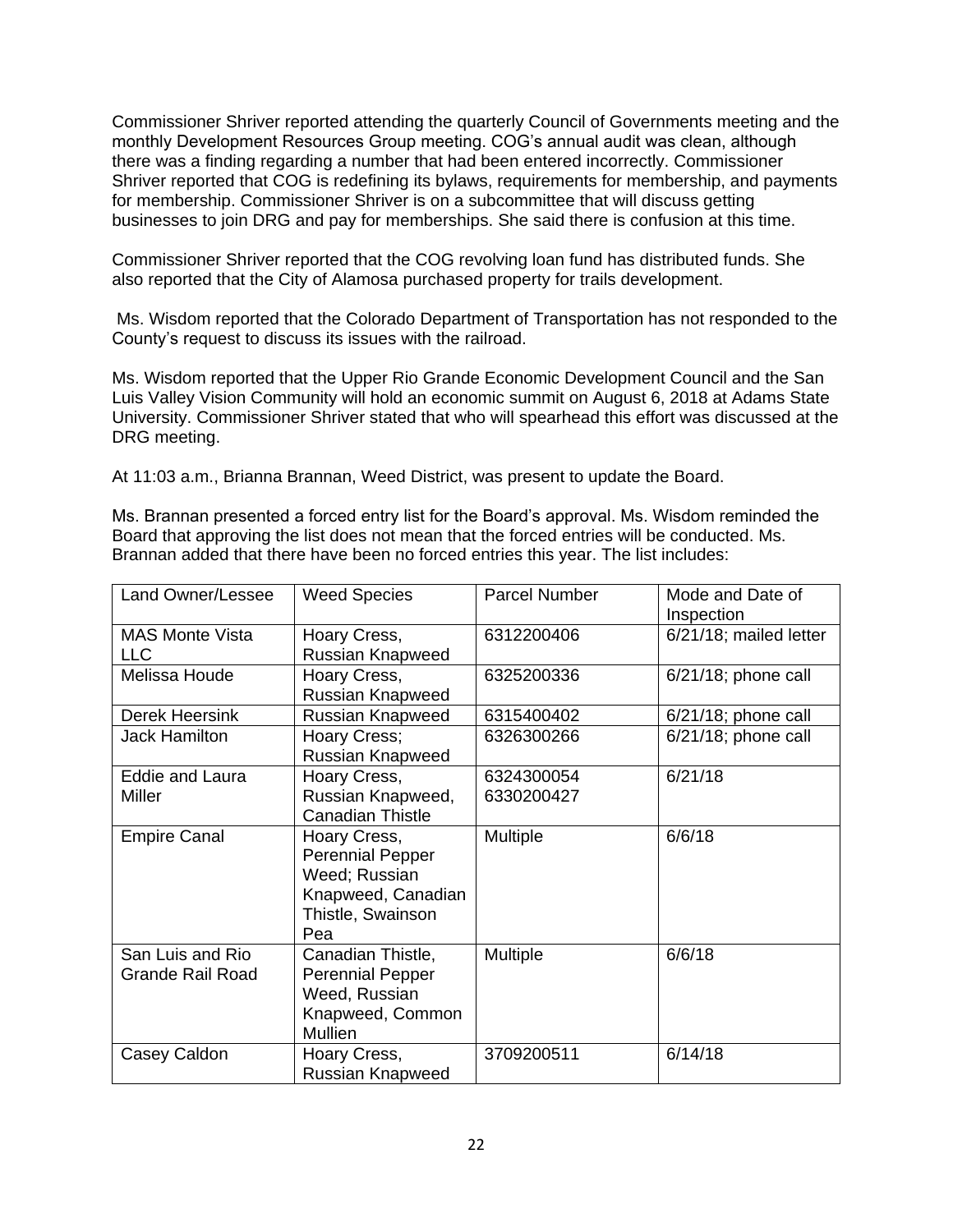Commissioner Shriver reported attending the quarterly Council of Governments meeting and the monthly Development Resources Group meeting. COG's annual audit was clean, although there was a finding regarding a number that had been entered incorrectly. Commissioner Shriver reported that COG is redefining its bylaws, requirements for membership, and payments for membership. Commissioner Shriver is on a subcommittee that will discuss getting businesses to join DRG and pay for memberships. She said there is confusion at this time.

Commissioner Shriver reported that the COG revolving loan fund has distributed funds. She also reported that the City of Alamosa purchased property for trails development.

Ms. Wisdom reported that the Colorado Department of Transportation has not responded to the County's request to discuss its issues with the railroad.

Ms. Wisdom reported that the Upper Rio Grande Economic Development Council and the San Luis Valley Vision Community will hold an economic summit on August 6, 2018 at Adams State University. Commissioner Shriver stated that who will spearhead this effort was discussed at the DRG meeting.

At 11:03 a.m., Brianna Brannan, Weed District, was present to update the Board.

Ms. Brannan presented a forced entry list for the Board's approval. Ms. Wisdom reminded the Board that approving the list does not mean that the forced entries will be conducted. Ms. Brannan added that there have been no forced entries this year. The list includes:

| Land Owner/Lessee | Weed Species | Parcel Number | Mode and Date of Inspection |
|---|---|---|---|
| MAS Monte Vista LLC | Hoary Cress, Russian Knapweed | 6312200406 | 6/21/18; mailed letter |
| Melissa Houde | Hoary Cress, Russian Knapweed | 6325200336 | 6/21/18; phone call |
| Derek Heersink | Russian Knapweed | 6315400402 | 6/21/18; phone call |
| Jack Hamilton | Hoary Cress; Russian Knapweed | 6326300266 | 6/21/18; phone call |
| Eddie and Laura Miller | Hoary Cress, Russian Knapweed, Canadian Thistle | 6324300054 6330200427 | 6/21/18 |
| Empire Canal | Hoary Cress, Perennial Pepper Weed; Russian Knapweed, Canadian Thistle, Swainson Pea | Multiple | 6/6/18 |
| San Luis and Rio Grande Rail Road | Canadian Thistle, Perennial Pepper Weed, Russian Knapweed, Common Mullien | Multiple | 6/6/18 |
| Casey Caldon | Hoary Cress, Russian Knapweed | 3709200511 | 6/14/18 |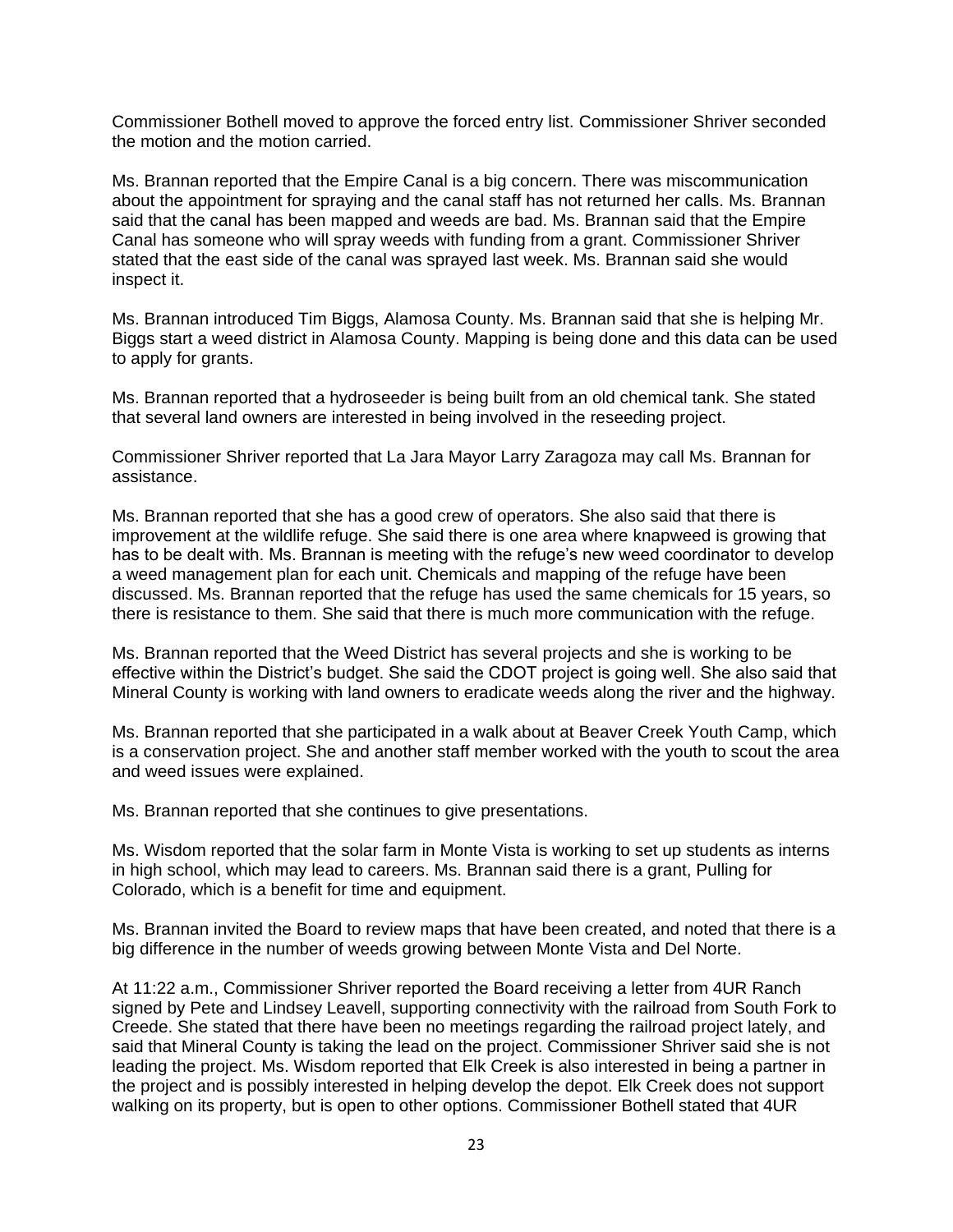Commissioner Bothell moved to approve the forced entry list. Commissioner Shriver seconded the motion and the motion carried.

Ms. Brannan reported that the Empire Canal is a big concern. There was miscommunication about the appointment for spraying and the canal staff has not returned her calls. Ms. Brannan said that the canal has been mapped and weeds are bad. Ms. Brannan said that the Empire Canal has someone who will spray weeds with funding from a grant. Commissioner Shriver stated that the east side of the canal was sprayed last week. Ms. Brannan said she would inspect it.

Ms. Brannan introduced Tim Biggs, Alamosa County. Ms. Brannan said that she is helping Mr. Biggs start a weed district in Alamosa County. Mapping is being done and this data can be used to apply for grants.

Ms. Brannan reported that a hydroseeder is being built from an old chemical tank. She stated that several land owners are interested in being involved in the reseeding project.

Commissioner Shriver reported that La Jara Mayor Larry Zaragoza may call Ms. Brannan for assistance.

Ms. Brannan reported that she has a good crew of operators. She also said that there is improvement at the wildlife refuge. She said there is one area where knapweed is growing that has to be dealt with. Ms. Brannan is meeting with the refuge's new weed coordinator to develop a weed management plan for each unit. Chemicals and mapping of the refuge have been discussed. Ms. Brannan reported that the refuge has used the same chemicals for 15 years, so there is resistance to them. She said that there is much more communication with the refuge.

Ms. Brannan reported that the Weed District has several projects and she is working to be effective within the District's budget. She said the CDOT project is going well. She also said that Mineral County is working with land owners to eradicate weeds along the river and the highway.

Ms. Brannan reported that she participated in a walk about at Beaver Creek Youth Camp, which is a conservation project. She and another staff member worked with the youth to scout the area and weed issues were explained.

Ms. Brannan reported that she continues to give presentations.

Ms. Wisdom reported that the solar farm in Monte Vista is working to set up students as interns in high school, which may lead to careers. Ms. Brannan said there is a grant, Pulling for Colorado, which is a benefit for time and equipment.

Ms. Brannan invited the Board to review maps that have been created, and noted that there is a big difference in the number of weeds growing between Monte Vista and Del Norte.

At 11:22 a.m., Commissioner Shriver reported the Board receiving a letter from 4UR Ranch signed by Pete and Lindsey Leavell, supporting connectivity with the railroad from South Fork to Creede. She stated that there have been no meetings regarding the railroad project lately, and said that Mineral County is taking the lead on the project. Commissioner Shriver said she is not leading the project. Ms. Wisdom reported that Elk Creek is also interested in being a partner in the project and is possibly interested in helping develop the depot. Elk Creek does not support walking on its property, but is open to other options. Commissioner Bothell stated that 4UR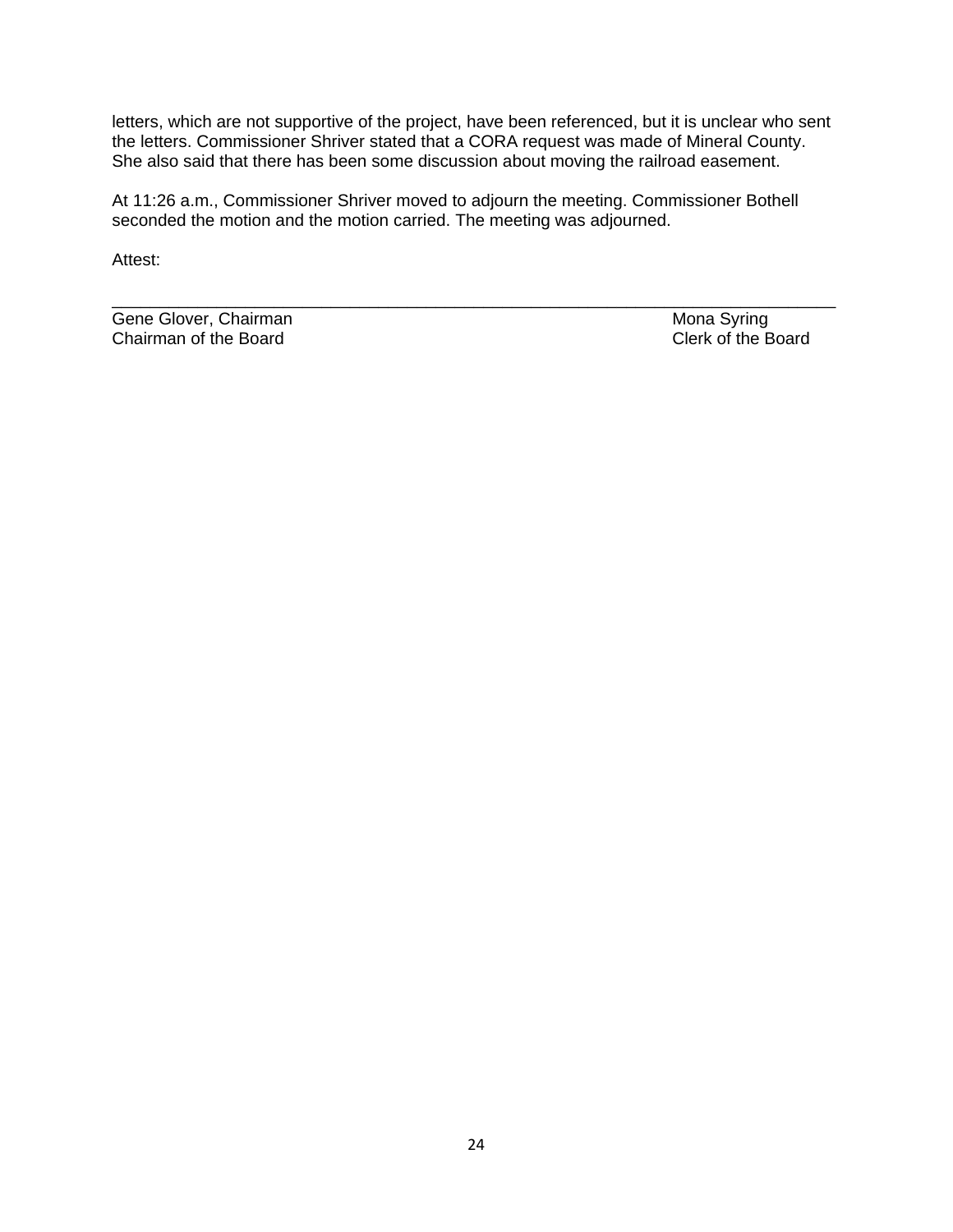letters, which are not supportive of the project, have been referenced, but it is unclear who sent the letters. Commissioner Shriver stated that a CORA request was made of Mineral County. She also said that there has been some discussion about moving the railroad easement.

At 11:26 a.m., Commissioner Shriver moved to adjourn the meeting. Commissioner Bothell seconded the motion and the motion carried. The meeting was adjourned.

Attest:

\_\_\_\_\_\_\_\_\_\_\_\_\_\_\_\_\_\_\_\_\_\_\_\_\_\_\_\_\_\_\_\_\_\_\_\_\_\_\_\_\_\_\_\_\_\_\_\_\_\_\_\_\_\_\_\_\_\_\_\_\_\_\_\_\_\_\_\_\_\_\_\_\_\_\_\_\_\_

| | |
|---|---|
| Gene Glover, Chairman | Mona Syring |
| Chairman of the Board | Clerk of the Board |